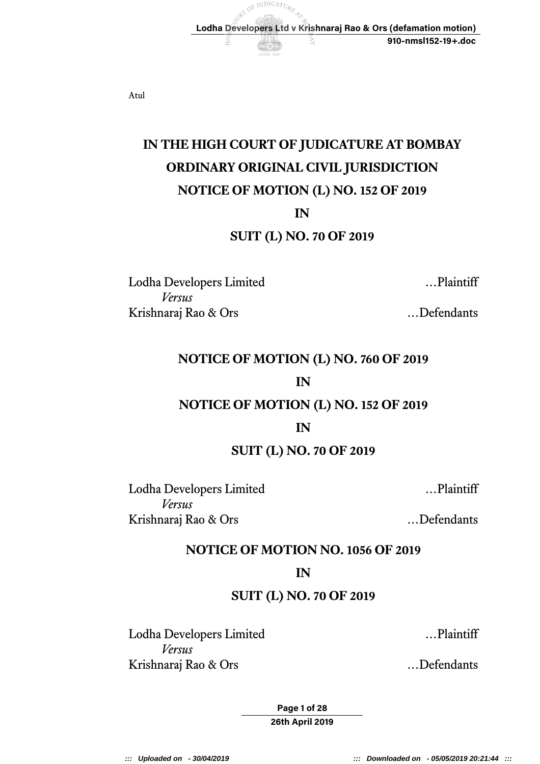Atul

# IN THE HIGH COURT OF JUDICATURE AT BOMBAY

## ORDINARY ORIGINAL CIVIL JURISDICTION

## NOTICE OF MOTION (L) NO. 152 OF 2019

## IN

## SUIT (L) NO. 70 OF 2019

Lodha Developers Limited ...Plaintiff
*Versus*
Krishnaraj Rao & Ors ...Defendants

## NOTICE OF MOTION (L) NO. 760 OF 2019

## IN

## NOTICE OF MOTION (L) NO. 152 OF 2019

## IN

## SUIT (L) NO. 70 OF 2019

Lodha Developers Limited ...Plaintiff
*Versus*
Krishnaraj Rao & Ors ...Defendants

## NOTICE OF MOTION NO. 1056 OF 2019

## IN

## SUIT (L) NO. 70 OF 2019

Lodha Developers Limited ...Plaintiff
*Versus*
Krishnaraj Rao & Ors ...Defendants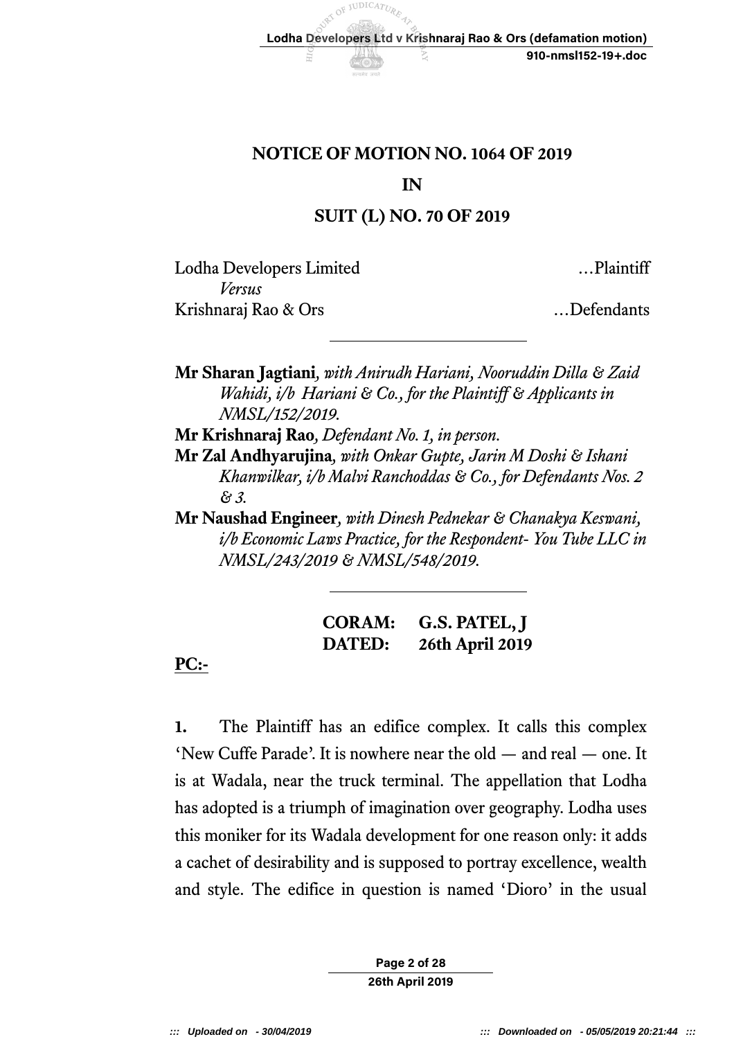## NOTICE OF MOTION NO. 1064 OF 2019

## IN

## SUIT (L) NO. 70 OF 2019

Lodha Developers Limited …Plaintiff
*Versus*
Krishnaraj Rao & Ors …Defendants

---

**Mr Sharan Jagtiani**, *with Anirudh Hariani, Nooruddin Dilla & Zaid Wahidi, i/b Hariani & Co., for the Plaintiff & Applicants in NMSL/152/2019.*
**Mr Krishnaraj Rao**, *Defendant No. 1, in person.*
**Mr Zal Andhyarujina**, *with Onkar Gupte, Jarin M Doshi & Ishani Khanwilkar, i/b Malvi Ranchoddas & Co., for Defendants Nos. 2 & 3.*
**Mr Naushad Engineer**, *with Dinesh Pednekar & Chanakya Keswani, i/b Economic Laws Practice, for the Respondent- You Tube LLC in NMSL/243/2019 & NMSL/548/2019.*

---

**CORAM: G.S. PATEL, J**
**DATED: 26th April 2019**

**PC:-**

**1.** The Plaintiff has an edifice complex. It calls this complex 'New Cuffe Parade'. It is nowhere near the old — and real — one. It is at Wadala, near the truck terminal. The appellation that Lodha has adopted is a triumph of imagination over geography. Lodha uses this moniker for its Wadala development for one reason only: it adds a cachet of desirability and is supposed to portray excellence, wealth and style. The edifice in question is named 'Dioro' in the usual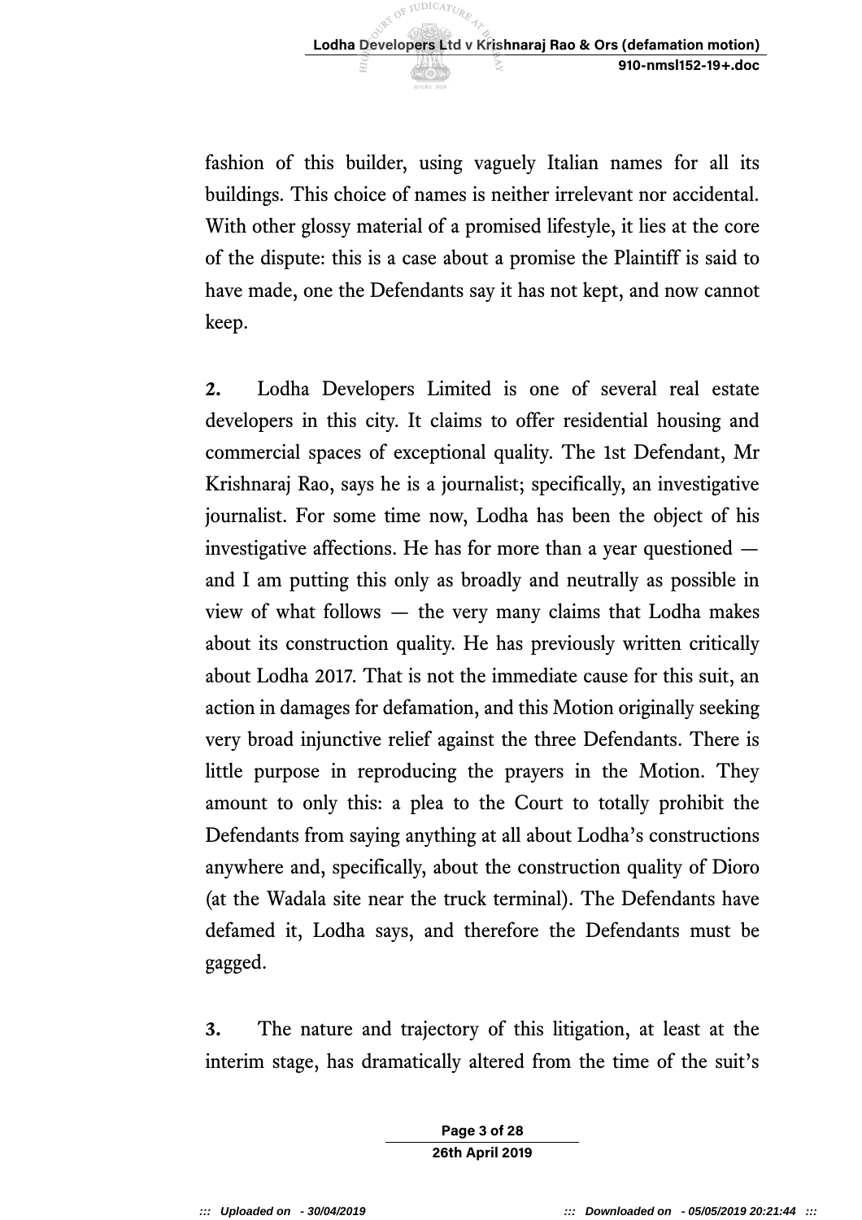fashion of this builder, using vaguely Italian names for all its buildings. This choice of names is neither irrelevant nor accidental. With other glossy material of a promised lifestyle, it lies at the core of the dispute: this is a case about a promise the Plaintiff is said to have made, one the Defendants say it has not kept, and now cannot keep.

**2.** Lodha Developers Limited is one of several real estate developers in this city. It claims to offer residential housing and commercial spaces of exceptional quality. The 1st Defendant, Mr Krishnaraj Rao, says he is a journalist; specifically, an investigative journalist. For some time now, Lodha has been the object of his investigative affections. He has for more than a year questioned — and I am putting this only as broadly and neutrally as possible in view of what follows — the very many claims that Lodha makes about its construction quality. He has previously written critically about Lodha 2017. That is not the immediate cause for this suit, an action in damages for defamation, and this Motion originally seeking very broad injunctive relief against the three Defendants. There is little purpose in reproducing the prayers in the Motion. They amount to only this: a plea to the Court to totally prohibit the Defendants from saying anything at all about Lodha's constructions anywhere and, specifically, about the construction quality of Dioro (at the Wadala site near the truck terminal). The Defendants have defamed it, Lodha says, and therefore the Defendants must be gagged.

**3.** The nature and trajectory of this litigation, at least at the interim stage, has dramatically altered from the time of the suit's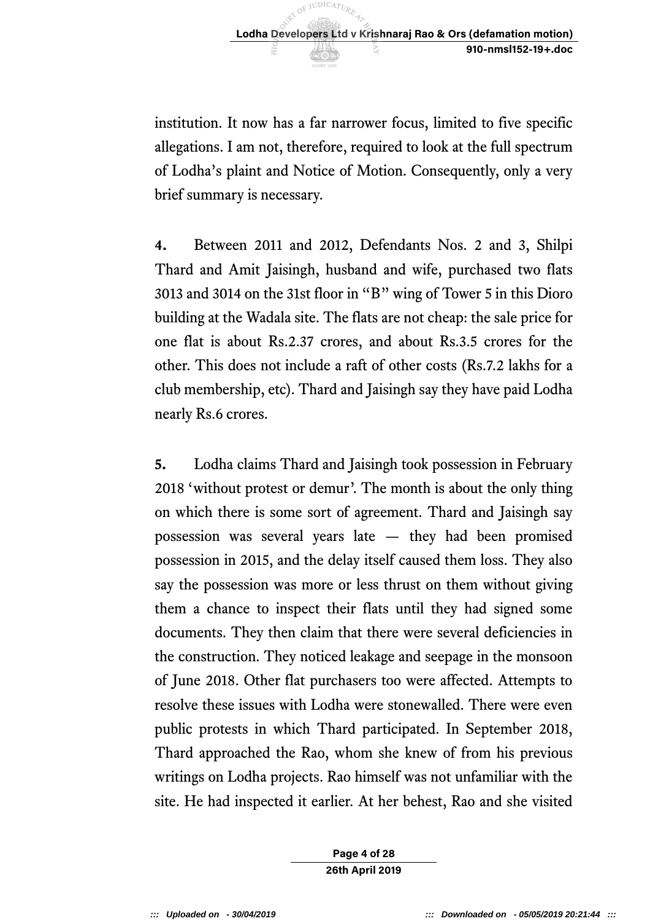institution. It now has a far narrower focus, limited to five specific allegations. I am not, therefore, required to look at the full spectrum of Lodha's plaint and Notice of Motion. Consequently, only a very brief summary is necessary.

**4.** Between 2011 and 2012, Defendants Nos. 2 and 3, Shilpi Thard and Amit Jaisingh, husband and wife, purchased two flats 3013 and 3014 on the 31st floor in "B" wing of Tower 5 in this Dioro building at the Wadala site. The flats are not cheap: the sale price for one flat is about Rs.2.37 crores, and about Rs.3.5 crores for the other. This does not include a raft of other costs (Rs.7.2 lakhs for a club membership, etc). Thard and Jaisingh say they have paid Lodha nearly Rs.6 crores.

**5.** Lodha claims Thard and Jaisingh took possession in February 2018 'without protest or demur'. The month is about the only thing on which there is some sort of agreement. Thard and Jaisingh say possession was several years late — they had been promised possession in 2015, and the delay itself caused them loss. They also say the possession was more or less thrust on them without giving them a chance to inspect their flats until they had signed some documents. They then claim that there were several deficiencies in the construction. They noticed leakage and seepage in the monsoon of June 2018. Other flat purchasers too were affected. Attempts to resolve these issues with Lodha were stonewalled. There were even public protests in which Thard participated. In September 2018, Thard approached the Rao, whom she knew of from his previous writings on Lodha projects. Rao himself was not unfamiliar with the site. He had inspected it earlier. At her behest, Rao and she visited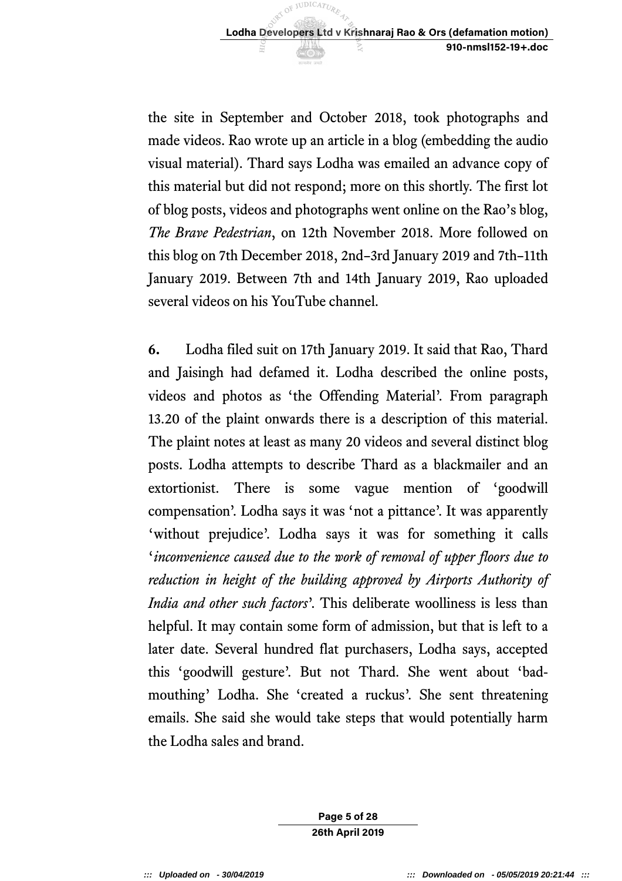the site in September and October 2018, took photographs and made videos. Rao wrote up an article in a blog (embedding the audio visual material). Thard says Lodha was emailed an advance copy of this material but did not respond; more on this shortly. The first lot of blog posts, videos and photographs went online on the Rao's blog, *The Brave Pedestrian*, on 12th November 2018. More followed on this blog on 7th December 2018, 2nd–3rd January 2019 and 7th–11th January 2019. Between 7th and 14th January 2019, Rao uploaded several videos on his YouTube channel.

**6.** Lodha filed suit on 17th January 2019. It said that Rao, Thard and Jaisingh had defamed it. Lodha described the online posts, videos and photos as 'the Offending Material'. From paragraph 13.20 of the plaint onwards there is a description of this material. The plaint notes at least as many 20 videos and several distinct blog posts. Lodha attempts to describe Thard as a blackmailer and an extortionist. There is some vague mention of 'goodwill compensation'. Lodha says it was 'not a pittance'. It was apparently 'without prejudice'. Lodha says it was for something it calls '*inconvenience caused due to the work of removal of upper floors due to reduction in height of the building approved by Airports Authority of India and other such factors*'. This deliberate woolliness is less than helpful. It may contain some form of admission, but that is left to a later date. Several hundred flat purchasers, Lodha says, accepted this 'goodwill gesture'. But not Thard. She went about 'bad-mouthing' Lodha. She 'created a ruckus'. She sent threatening emails. She said she would take steps that would potentially harm the Lodha sales and brand.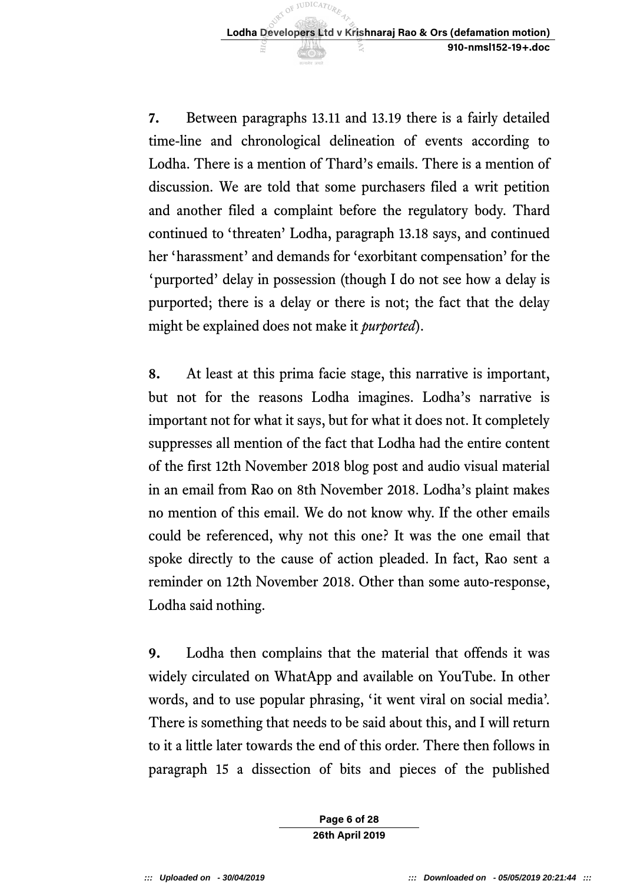**7.** Between paragraphs 13.11 and 13.19 there is a fairly detailed time-line and chronological delineation of events according to Lodha. There is a mention of Thard's emails. There is a mention of discussion. We are told that some purchasers filed a writ petition and another filed a complaint before the regulatory body. Thard continued to 'threaten' Lodha, paragraph 13.18 says, and continued her 'harassment' and demands for 'exorbitant compensation' for the 'purported' delay in possession (though I do not see how a delay is purported; there is a delay or there is not; the fact that the delay might be explained does not make it *purported*).

**8.** At least at this prima facie stage, this narrative is important, but not for the reasons Lodha imagines. Lodha's narrative is important not for what it says, but for what it does not. It completely suppresses all mention of the fact that Lodha had the entire content of the first 12th November 2018 blog post and audio visual material in an email from Rao on 8th November 2018. Lodha's plaint makes no mention of this email. We do not know why. If the other emails could be referenced, why not this one? It was the one email that spoke directly to the cause of action pleaded. In fact, Rao sent a reminder on 12th November 2018. Other than some auto-response, Lodha said nothing.

**9.** Lodha then complains that the material that offends it was widely circulated on WhatApp and available on YouTube. In other words, and to use popular phrasing, 'it went viral on social media'. There is something that needs to be said about this, and I will return to it a little later towards the end of this order. There then follows in paragraph 15 a dissection of bits and pieces of the published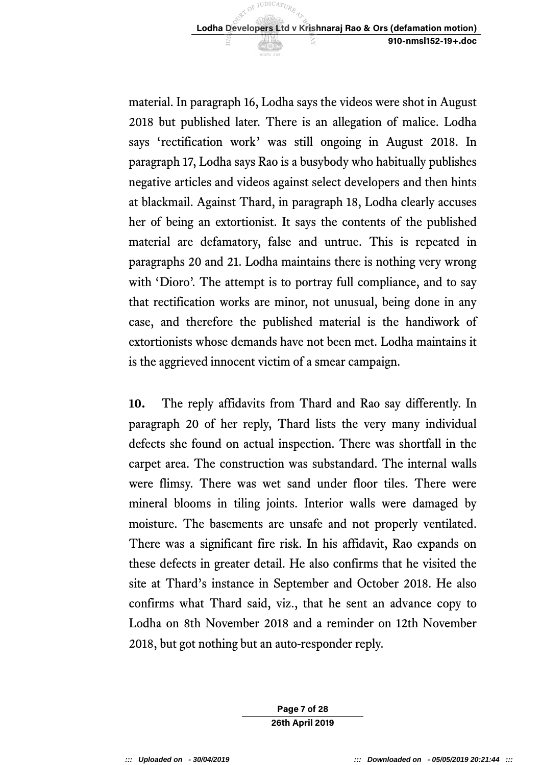material. In paragraph 16, Lodha says the videos were shot in August 2018 but published later. There is an allegation of malice. Lodha says 'rectification work' was still ongoing in August 2018. In paragraph 17, Lodha says Rao is a busybody who habitually publishes negative articles and videos against select developers and then hints at blackmail. Against Thard, in paragraph 18, Lodha clearly accuses her of being an extortionist. It says the contents of the published material are defamatory, false and untrue. This is repeated in paragraphs 20 and 21. Lodha maintains there is nothing very wrong with 'Dioro'. The attempt is to portray full compliance, and to say that rectification works are minor, not unusual, being done in any case, and therefore the published material is the handiwork of extortionists whose demands have not been met. Lodha maintains it is the aggrieved innocent victim of a smear campaign.

**10.** The reply affidavits from Thard and Rao say differently. In paragraph 20 of her reply, Thard lists the very many individual defects she found on actual inspection. There was shortfall in the carpet area. The construction was substandard. The internal walls were flimsy. There was wet sand under floor tiles. There were mineral blooms in tiling joints. Interior walls were damaged by moisture. The basements are unsafe and not properly ventilated. There was a significant fire risk. In his affidavit, Rao expands on these defects in greater detail. He also confirms that he visited the site at Thard's instance in September and October 2018. He also confirms what Thard said, viz., that he sent an advance copy to Lodha on 8th November 2018 and a reminder on 12th November 2018, but got nothing but an auto-responder reply.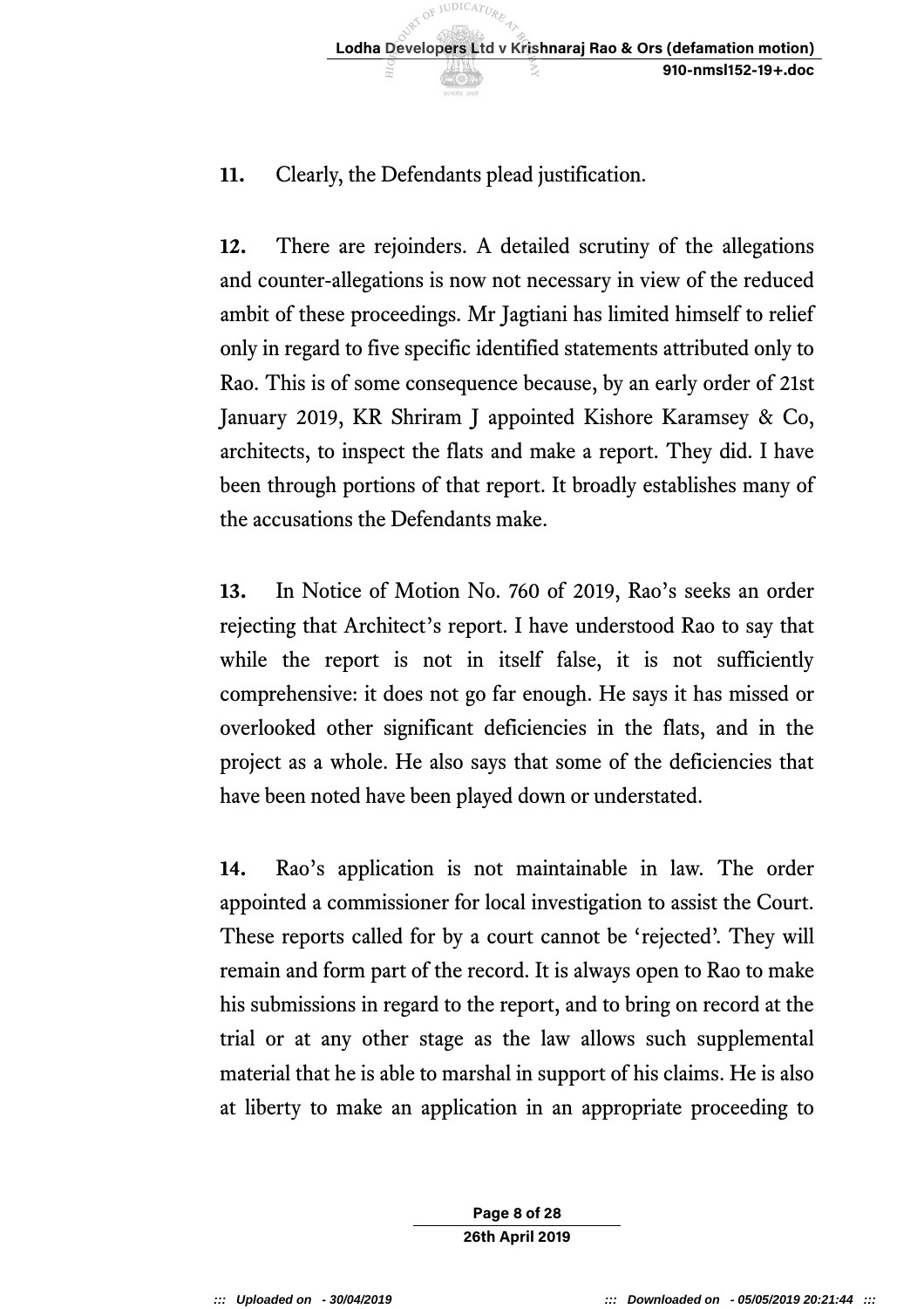**11.** Clearly, the Defendants plead justification.

**12.** There are rejoinders. A detailed scrutiny of the allegations and counter-allegations is now not necessary in view of the reduced ambit of these proceedings. Mr Jagtiani has limited himself to relief only in regard to five specific identified statements attributed only to Rao. This is of some consequence because, by an early order of 21st January 2019, KR Shriram J appointed Kishore Karamsey & Co, architects, to inspect the flats and make a report. They did. I have been through portions of that report. It broadly establishes many of the accusations the Defendants make.

**13.** In Notice of Motion No. 760 of 2019, Rao's seeks an order rejecting that Architect's report. I have understood Rao to say that while the report is not in itself false, it is not sufficiently comprehensive: it does not go far enough. He says it has missed or overlooked other significant deficiencies in the flats, and in the project as a whole. He also says that some of the deficiencies that have been noted have been played down or understated.

**14.** Rao's application is not maintainable in law. The order appointed a commissioner for local investigation to assist the Court. These reports called for by a court cannot be 'rejected'. They will remain and form part of the record. It is always open to Rao to make his submissions in regard to the report, and to bring on record at the trial or at any other stage as the law allows such supplemental material that he is able to marshal in support of his claims. He is also at liberty to make an application in an appropriate proceeding to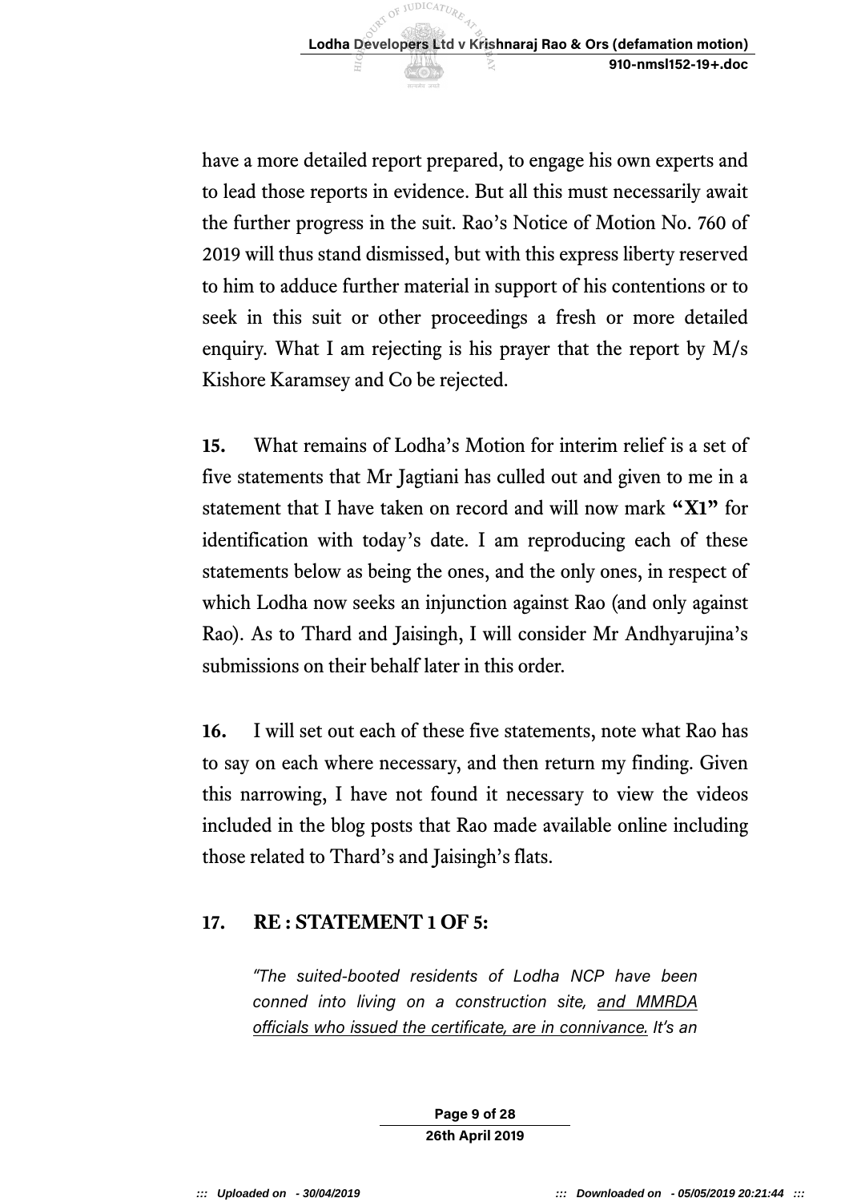have a more detailed report prepared, to engage his own experts and to lead those reports in evidence. But all this must necessarily await the further progress in the suit. Rao's Notice of Motion No. 760 of 2019 will thus stand dismissed, but with this express liberty reserved to him to adduce further material in support of his contentions or to seek in this suit or other proceedings a fresh or more detailed enquiry. What I am rejecting is his prayer that the report by M/s Kishore Karamsey and Co be rejected.

**15.** What remains of Lodha's Motion for interim relief is a set of five statements that Mr Jagtiani has culled out and given to me in a statement that I have taken on record and will now mark **"X1"** for identification with today's date. I am reproducing each of these statements below as being the ones, and the only ones, in respect of which Lodha now seeks an injunction against Rao (and only against Rao). As to Thard and Jaisingh, I will consider Mr Andhyarujina's submissions on their behalf later in this order.

**16.** I will set out each of these five statements, note what Rao has to say on each where necessary, and then return my finding. Given this narrowing, I have not found it necessary to view the videos included in the blog posts that Rao made available online including those related to Thard's and Jaisingh's flats.

### 17. RE : STATEMENT 1 OF 5:

> *"The suited-booted residents of Lodha NCP have been conned into living on a construction site, <u>and MMRDA officials who issued the certificate, are in connivance.</u> It's an*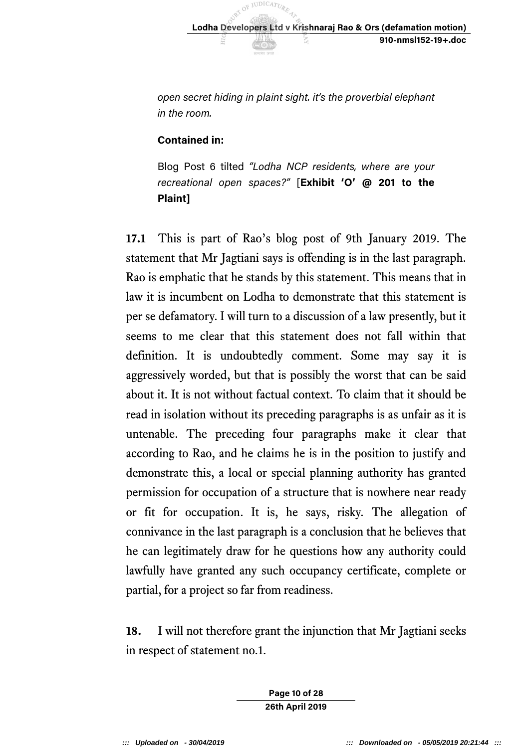*open secret hiding in plaint sight. it's the proverbial elephant in the room.*

**Contained in:**

Blog Post 6 tilted *"Lodha NCP residents, where are your recreational open spaces?"* [**Exhibit 'O' @ 201 to the Plaint]**

**17.1** This is part of Rao's blog post of 9th January 2019. The statement that Mr Jagtiani says is offending is in the last paragraph. Rao is emphatic that he stands by this statement. This means that in law it is incumbent on Lodha to demonstrate that this statement is per se defamatory. I will turn to a discussion of a law presently, but it seems to me clear that this statement does not fall within that definition. It is undoubtedly comment. Some may say it is aggressively worded, but that is possibly the worst that can be said about it. It is not without factual context. To claim that it should be read in isolation without its preceding paragraphs is as unfair as it is untenable. The preceding four paragraphs make it clear that according to Rao, and he claims he is in the position to justify and demonstrate this, a local or special planning authority has granted permission for occupation of a structure that is nowhere near ready or fit for occupation. It is, he says, risky. The allegation of connivance in the last paragraph is a conclusion that he believes that he can legitimately draw for he questions how any authority could lawfully have granted any such occupancy certificate, complete or partial, for a project so far from readiness.

**18.** I will not therefore grant the injunction that Mr Jagtiani seeks in respect of statement no.1.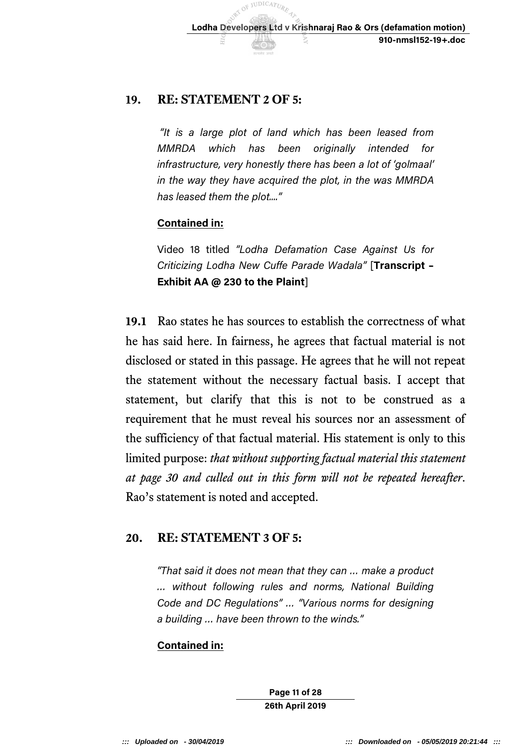## 19. RE: STATEMENT 2 OF 5:

> *"It is a large plot of land which has been leased from MMRDA which has been originally intended for infrastructure, very honestly there has been a lot of 'golmaal' in the way they have acquired the plot, in the was MMRDA has leased them the plot...."*
>
> **Contained in:**
>
> Video 18 titled *"Lodha Defamation Case Against Us for Criticizing Lodha New Cuffe Parade Wadala"* [**Transcript – Exhibit AA @ 230 to the Plaint**]

**19.1** Rao states he has sources to establish the correctness of what he has said here. In fairness, he agrees that factual material is not disclosed or stated in this passage. He agrees that he will not repeat the statement without the necessary factual basis. I accept that statement, but clarify that this is not to be construed as a requirement that he must reveal his sources nor an assessment of the sufficiency of that factual material. His statement is only to this limited purpose: *that without supporting factual material this statement at page 30 and culled out in this form will not be repeated hereafter*. Rao's statement is noted and accepted.

## 20. RE: STATEMENT 3 OF 5:

> *"That said it does not mean that they can ... make a product ... without following rules and norms, National Building Code and DC Regulations" ... "Various norms for designing a building ... have been thrown to the winds."*
>
> **Contained in:**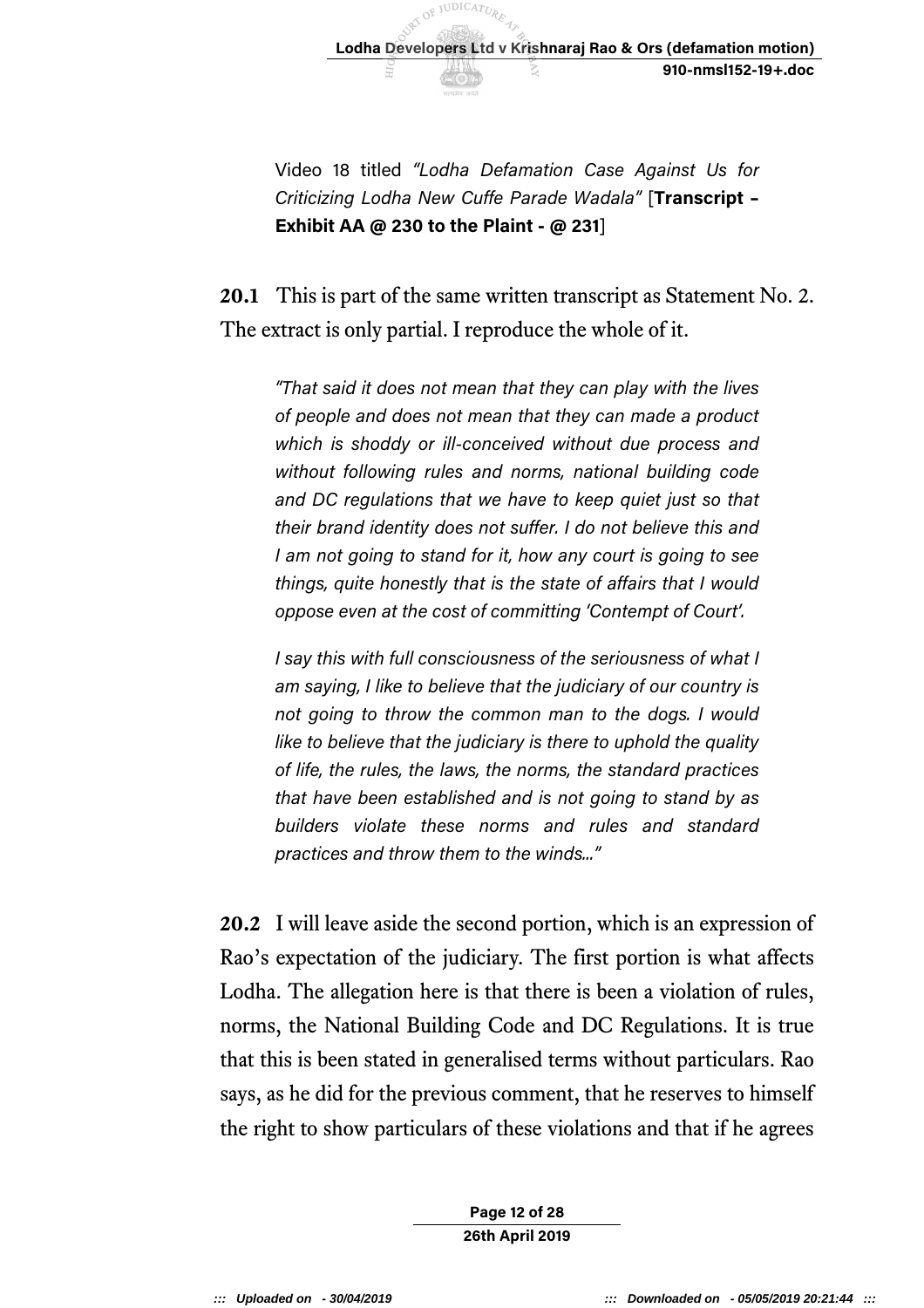Video 18 titled *"Lodha Defamation Case Against Us for Criticizing Lodha New Cuffe Parade Wadala"* [**Transcript – Exhibit AA @ 230 to the Plaint - @ 231**]

**20.1** This is part of the same written transcript as Statement No. 2. The extract is only partial. I reproduce the whole of it.

> *"That said it does not mean that they can play with the lives of people and does not mean that they can made a product which is shoddy or ill-conceived without due process and without following rules and norms, national building code and DC regulations that we have to keep quiet just so that their brand identity does not suffer. I do not believe this and I am not going to stand for it, how any court is going to see things, quite honestly that is the state of affairs that I would oppose even at the cost of committing 'Contempt of Court'.*
>
> *I say this with full consciousness of the seriousness of what I am saying, I like to believe that the judiciary of our country is not going to throw the common man to the dogs. I would like to believe that the judiciary is there to uphold the quality of life, the rules, the laws, the norms, the standard practices that have been established and is not going to stand by as builders violate these norms and rules and standard practices and throw them to the winds..."*

**20.2** I will leave aside the second portion, which is an expression of Rao's expectation of the judiciary. The first portion is what affects Lodha. The allegation here is that there is been a violation of rules, norms, the National Building Code and DC Regulations. It is true that this is been stated in generalised terms without particulars. Rao says, as he did for the previous comment, that he reserves to himself the right to show particulars of these violations and that if he agrees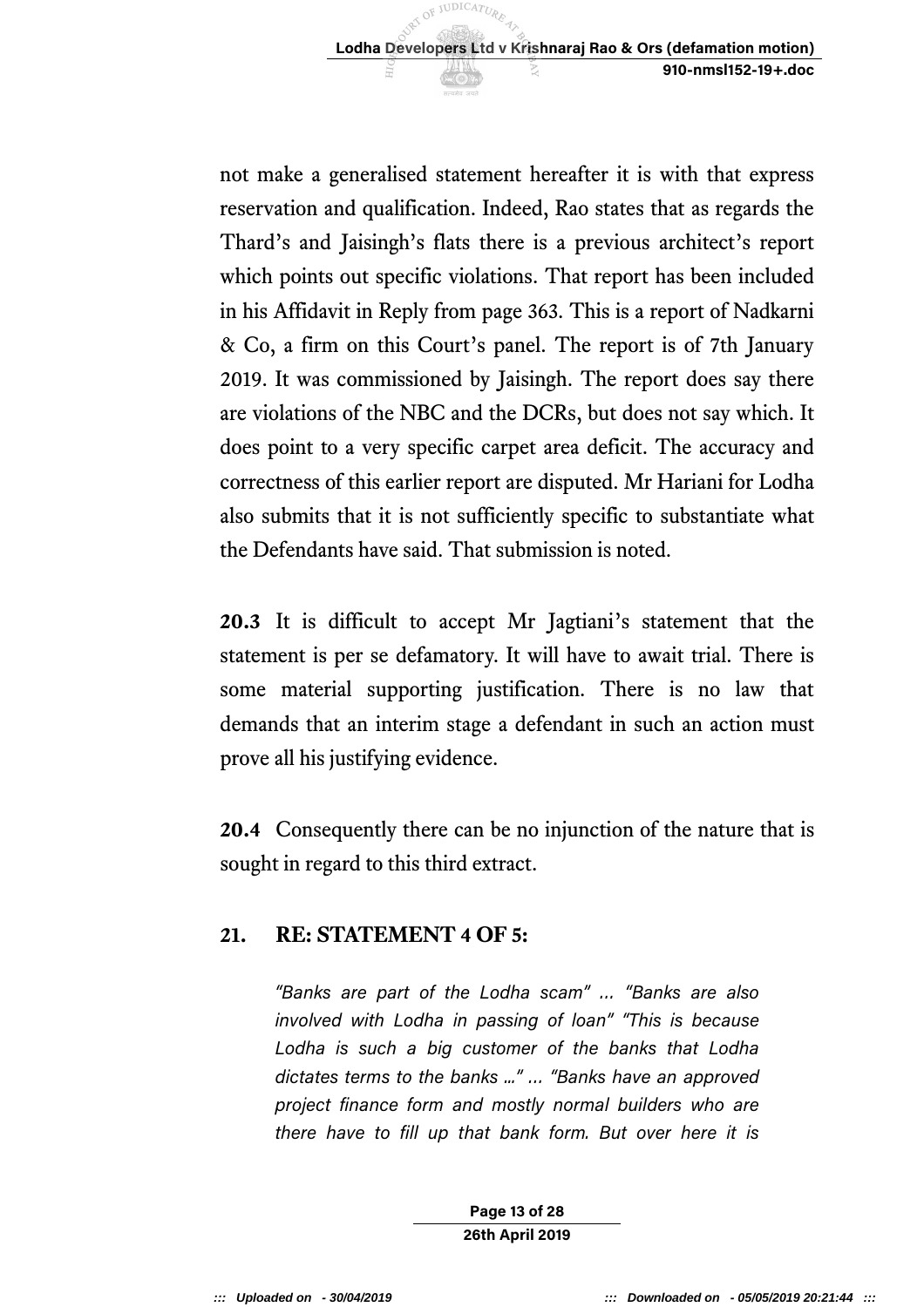not make a generalised statement hereafter it is with that express reservation and qualification. Indeed, Rao states that as regards the Thard's and Jaisingh's flats there is a previous architect's report which points out specific violations. That report has been included in his Affidavit in Reply from page 363. This is a report of Nadkarni & Co, a firm on this Court's panel. The report is of 7th January 2019. It was commissioned by Jaisingh. The report does say there are violations of the NBC and the DCRs, but does not say which. It does point to a very specific carpet area deficit. The accuracy and correctness of this earlier report are disputed. Mr Hariani for Lodha also submits that it is not sufficiently specific to substantiate what the Defendants have said. That submission is noted.

**20.3** It is difficult to accept Mr Jagtiani's statement that the statement is per se defamatory. It will have to await trial. There is some material supporting justification. There is no law that demands that an interim stage a defendant in such an action must prove all his justifying evidence.

**20.4** Consequently there can be no injunction of the nature that is sought in regard to this third extract.

## 21. RE: STATEMENT 4 OF 5:

> *"Banks are part of the Lodha scam" ... "Banks are also involved with Lodha in passing of loan" "This is because Lodha is such a big customer of the banks that Lodha dictates terms to the banks ..." ... "Banks have an approved project finance form and mostly normal builders who are there have to fill up that bank form. But over here it is*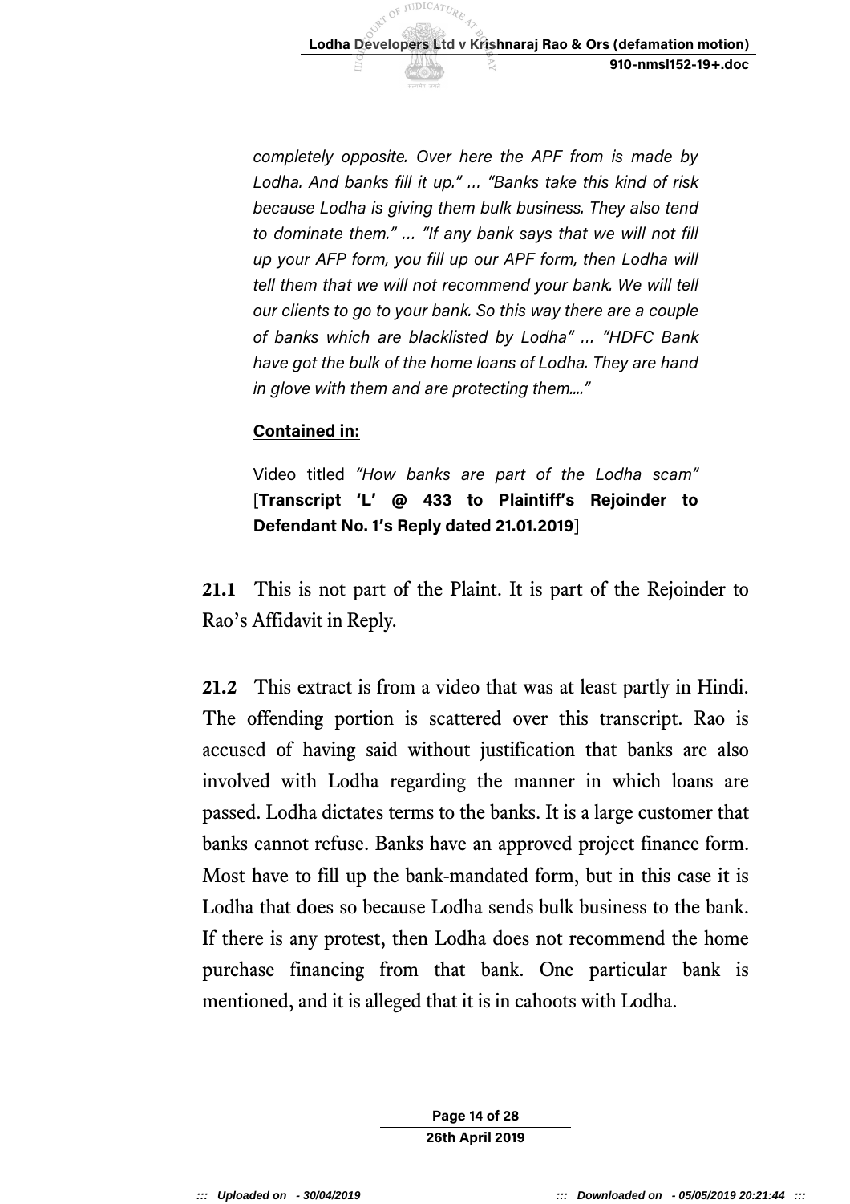*completely opposite. Over here the APF from is made by Lodha. And banks fill it up." … "Banks take this kind of risk because Lodha is giving them bulk business. They also tend to dominate them." … "If any bank says that we will not fill up your AFP form, you fill up our APF form, then Lodha will tell them that we will not recommend your bank. We will tell our clients to go to your bank. So this way there are a couple of banks which are blacklisted by Lodha" … "HDFC Bank have got the bulk of the home loans of Lodha. They are hand in glove with them and are protecting them…."*

**Contained in:**

Video titled *"How banks are part of the Lodha scam"* [**Transcript 'L' @ 433 to Plaintiff's Rejoinder to Defendant No. 1's Reply dated 21.01.2019**]

**21.1** This is not part of the Plaint. It is part of the Rejoinder to Rao's Affidavit in Reply.

**21.2** This extract is from a video that was at least partly in Hindi. The offending portion is scattered over this transcript. Rao is accused of having said without justification that banks are also involved with Lodha regarding the manner in which loans are passed. Lodha dictates terms to the banks. It is a large customer that banks cannot refuse. Banks have an approved project finance form. Most have to fill up the bank-mandated form, but in this case it is Lodha that does so because Lodha sends bulk business to the bank. If there is any protest, then Lodha does not recommend the home purchase financing from that bank. One particular bank is mentioned, and it is alleged that it is in cahoots with Lodha.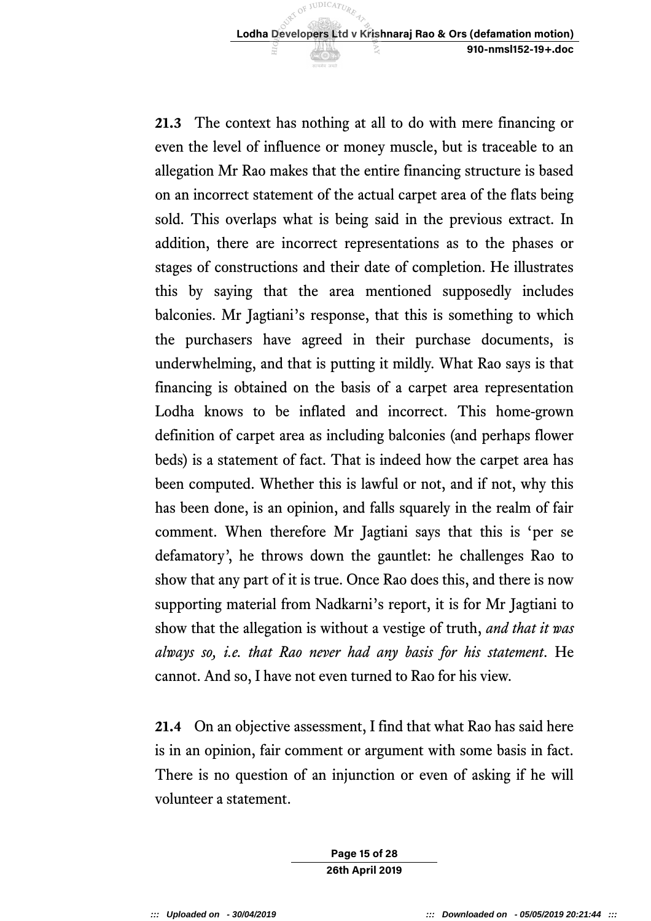**21.3** The context has nothing at all to do with mere financing or even the level of influence or money muscle, but is traceable to an allegation Mr Rao makes that the entire financing structure is based on an incorrect statement of the actual carpet area of the flats being sold. This overlaps what is being said in the previous extract. In addition, there are incorrect representations as to the phases or stages of constructions and their date of completion. He illustrates this by saying that the area mentioned supposedly includes balconies. Mr Jagtiani's response, that this is something to which the purchasers have agreed in their purchase documents, is underwhelming, and that is putting it mildly. What Rao says is that financing is obtained on the basis of a carpet area representation Lodha knows to be inflated and incorrect. This home-grown definition of carpet area as including balconies (and perhaps flower beds) is a statement of fact. That is indeed how the carpet area has been computed. Whether this is lawful or not, and if not, why this has been done, is an opinion, and falls squarely in the realm of fair comment. When therefore Mr Jagtiani says that this is 'per se defamatory', he throws down the gauntlet: he challenges Rao to show that any part of it is true. Once Rao does this, and there is now supporting material from Nadkarni's report, it is for Mr Jagtiani to show that the allegation is without a vestige of truth, *and that it was always so, i.e. that Rao never had any basis for his statement*. He cannot. And so, I have not even turned to Rao for his view.

**21.4** On an objective assessment, I find that what Rao has said here is in an opinion, fair comment or argument with some basis in fact. There is no question of an injunction or even of asking if he will volunteer a statement.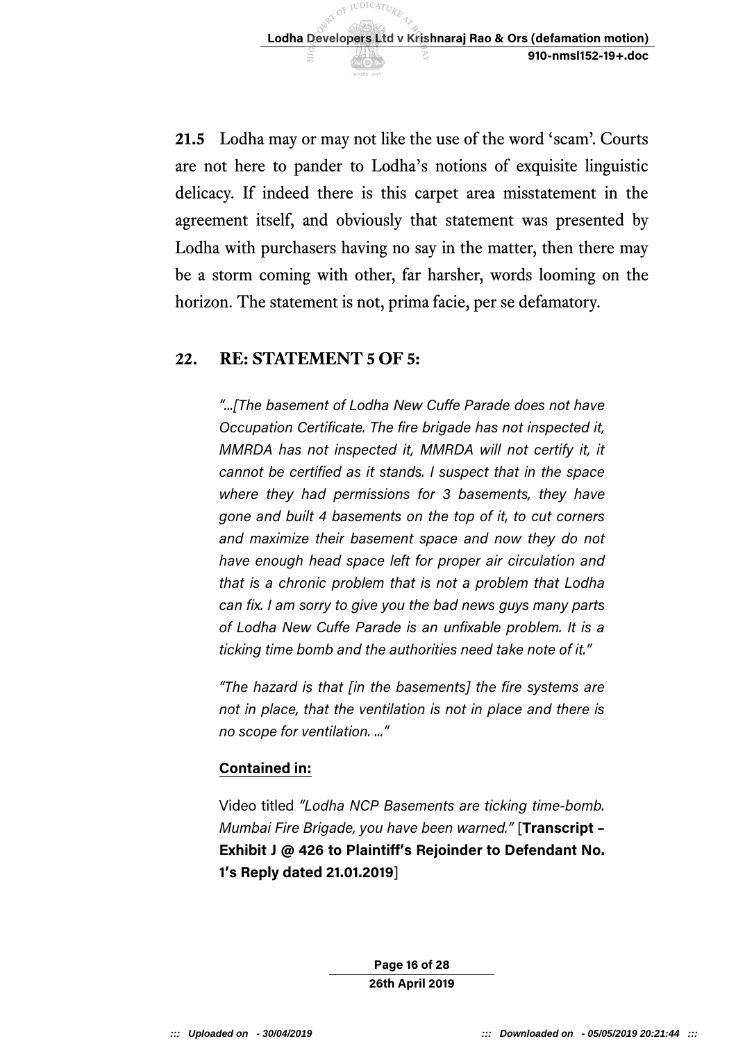**21.5** Lodha may or may not like the use of the word 'scam'. Courts are not here to pander to Lodha's notions of exquisite linguistic delicacy. If indeed there is this carpet area misstatement in the agreement itself, and obviously that statement was presented by Lodha with purchasers having no say in the matter, then there may be a storm coming with other, far harsher, words looming on the horizon. The statement is not, prima facie, per se defamatory.

## *22.* RE: STATEMENT 5 OF 5:

> *"...[The basement of Lodha New Cuffe Parade does not have Occupation Certificate. The fire brigade has not inspected it, MMRDA has not inspected it, MMRDA will not certify it, it cannot be certified as it stands. I suspect that in the space where they had permissions for 3 basements, they have gone and built 4 basements on the top of it, to cut corners and maximize their basement space and now they do not have enough head space left for proper air circulation and that is a chronic problem that is not a problem that Lodha can fix. I am sorry to give you the bad news guys many parts of Lodha New Cuffe Parade is an unfixable problem. It is a ticking time bomb and the authorities need take note of it."*
>
> *"The hazard is that [in the basements] the fire systems are not in place, that the ventilation is not in place and there is no scope for ventilation. ..."*
>
> **Contained in:**
>
> Video titled *"Lodha NCP Basements are ticking time-bomb. Mumbai Fire Brigade, you have been warned."* [**Transcript – Exhibit J @ 426 to Plaintiff's Rejoinder to Defendant No. 1's Reply dated 21.01.2019**]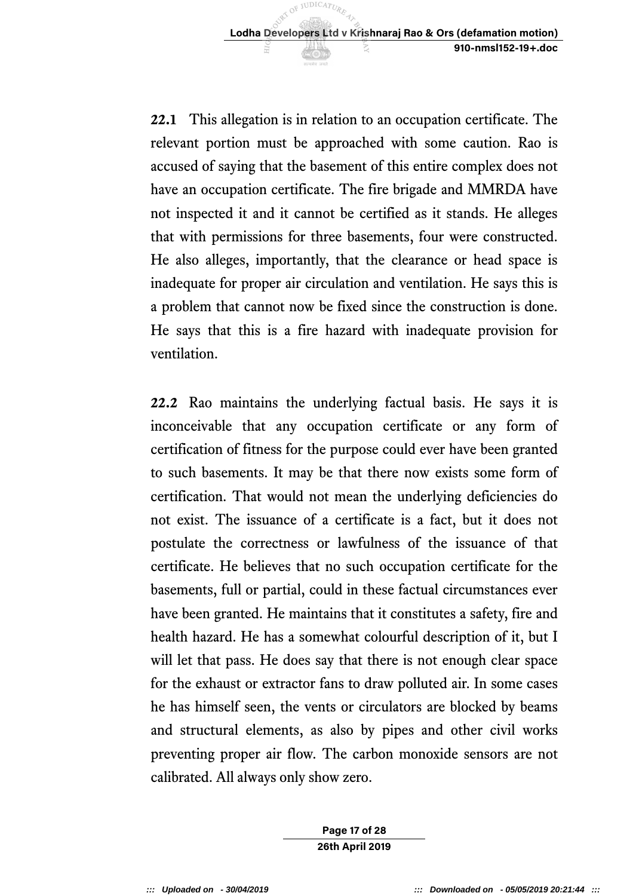***22.1*** This allegation is in relation to an occupation certificate. The relevant portion must be approached with some caution. Rao is accused of saying that the basement of this entire complex does not have an occupation certificate. The fire brigade and MMRDA have not inspected it and it cannot be certified as it stands. He alleges that with permissions for three basements, four were constructed. He also alleges, importantly, that the clearance or head space is inadequate for proper air circulation and ventilation. He says this is a problem that cannot now be fixed since the construction is done. He says that this is a fire hazard with inadequate provision for ventilation.

***22.2*** Rao maintains the underlying factual basis. He says it is inconceivable that any occupation certificate or any form of certification of fitness for the purpose could ever have been granted to such basements. It may be that there now exists some form of certification. That would not mean the underlying deficiencies do not exist. The issuance of a certificate is a fact, but it does not postulate the correctness or lawfulness of the issuance of that certificate. He believes that no such occupation certificate for the basements, full or partial, could in these factual circumstances ever have been granted. He maintains that it constitutes a safety, fire and health hazard. He has a somewhat colourful description of it, but I will let that pass. He does say that there is not enough clear space for the exhaust or extractor fans to draw polluted air. In some cases he has himself seen, the vents or circulators are blocked by beams and structural elements, as also by pipes and other civil works preventing proper air flow. The carbon monoxide sensors are not calibrated. All always only show zero.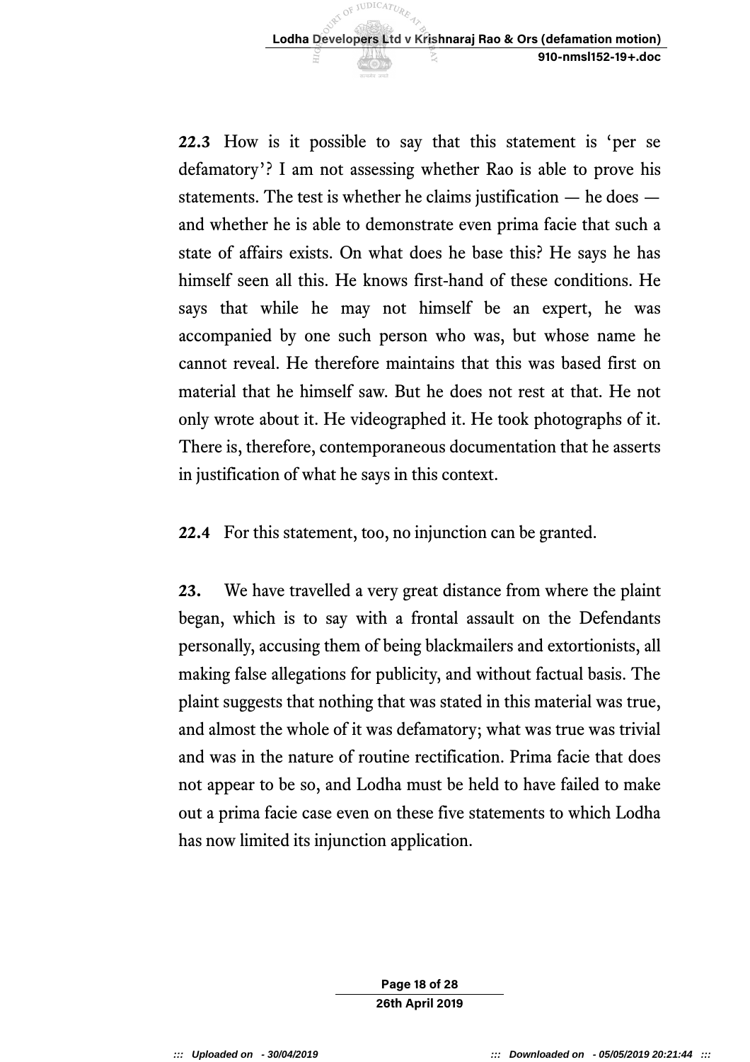***22.3*** How is it possible to say that this statement is 'per se defamatory'? I am not assessing whether Rao is able to prove his statements. The test is whether he claims justification — he does — and whether he is able to demonstrate even prima facie that such a state of affairs exists. On what does he base this? He says he has himself seen all this. He knows first-hand of these conditions. He says that while he may not himself be an expert, he was accompanied by one such person who was, but whose name he cannot reveal. He therefore maintains that this was based first on material that he himself saw. But he does not rest at that. He not only wrote about it. He videographed it. He took photographs of it. There is, therefore, contemporaneous documentation that he asserts in justification of what he says in this context.

***22.4*** For this statement, too, no injunction can be granted.

**23.** We have travelled a very great distance from where the plaint began, which is to say with a frontal assault on the Defendants personally, accusing them of being blackmailers and extortionists, all making false allegations for publicity, and without factual basis. The plaint suggests that nothing that was stated in this material was true, and almost the whole of it was defamatory; what was true was trivial and was in the nature of routine rectification. Prima facie that does not appear to be so, and Lodha must be held to have failed to make out a prima facie case even on these five statements to which Lodha has now limited its injunction application.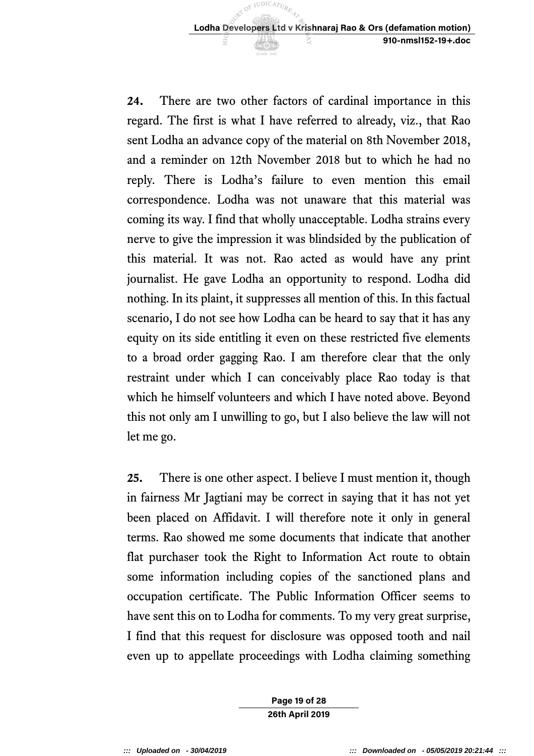**24.** There are two other factors of cardinal importance in this regard. The first is what I have referred to already, viz., that Rao sent Lodha an advance copy of the material on 8th November 2018, and a reminder on 12th November 2018 but to which he had no reply. There is Lodha's failure to even mention this email correspondence. Lodha was not unaware that this material was coming its way. I find that wholly unacceptable. Lodha strains every nerve to give the impression it was blindsided by the publication of this material. It was not. Rao acted as would have any print journalist. He gave Lodha an opportunity to respond. Lodha did nothing. In its plaint, it suppresses all mention of this. In this factual scenario, I do not see how Lodha can be heard to say that it has any equity on its side entitling it even on these restricted five elements to a broad order gagging Rao. I am therefore clear that the only restraint under which I can conceivably place Rao today is that which he himself volunteers and which I have noted above. Beyond this not only am I unwilling to go, but I also believe the law will not let me go.

**25.** There is one other aspect. I believe I must mention it, though in fairness Mr Jagtiani may be correct in saying that it has not yet been placed on Affidavit. I will therefore note it only in general terms. Rao showed me some documents that indicate that another flat purchaser took the Right to Information Act route to obtain some information including copies of the sanctioned plans and occupation certificate. The Public Information Officer seems to have sent this on to Lodha for comments. To my very great surprise, I find that this request for disclosure was opposed tooth and nail even up to appellate proceedings with Lodha claiming something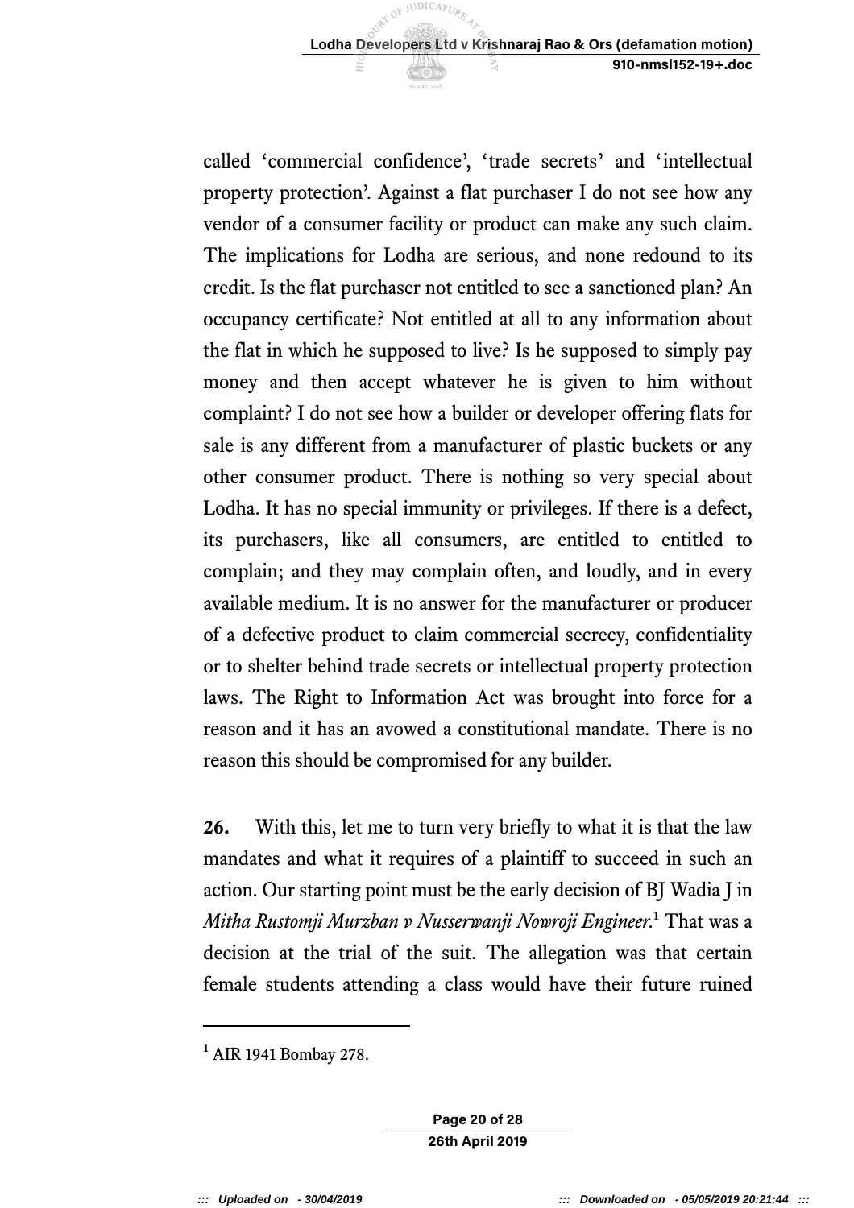called 'commercial confidence', 'trade secrets' and 'intellectual property protection'. Against a flat purchaser I do not see how any vendor of a consumer facility or product can make any such claim. The implications for Lodha are serious, and none redound to its credit. Is the flat purchaser not entitled to see a sanctioned plan? An occupancy certificate? Not entitled at all to any information about the flat in which he supposed to live? Is he supposed to simply pay money and then accept whatever he is given to him without complaint? I do not see how a builder or developer offering flats for sale is any different from a manufacturer of plastic buckets or any other consumer product. There is nothing so very special about Lodha. It has no special immunity or privileges. If there is a defect, its purchasers, like all consumers, are entitled to entitled to complain; and they may complain often, and loudly, and in every available medium. It is no answer for the manufacturer or producer of a defective product to claim commercial secrecy, confidentiality or to shelter behind trade secrets or intellectual property protection laws. The Right to Information Act was brought into force for a reason and it has an avowed a constitutional mandate. There is no reason this should be compromised for any builder.

**26.** With this, let me to turn very briefly to what it is that the law mandates and what it requires of a plaintiff to succeed in such an action. Our starting point must be the early decision of BJ Wadia J in *Mitha Rustomji Murzban v Nusserwanji Nowroji Engineer*.[1] That was a decision at the trial of the suit. The allegation was that certain female students attending a class would have their future ruined

---

[1] AIR 1941 Bombay 278.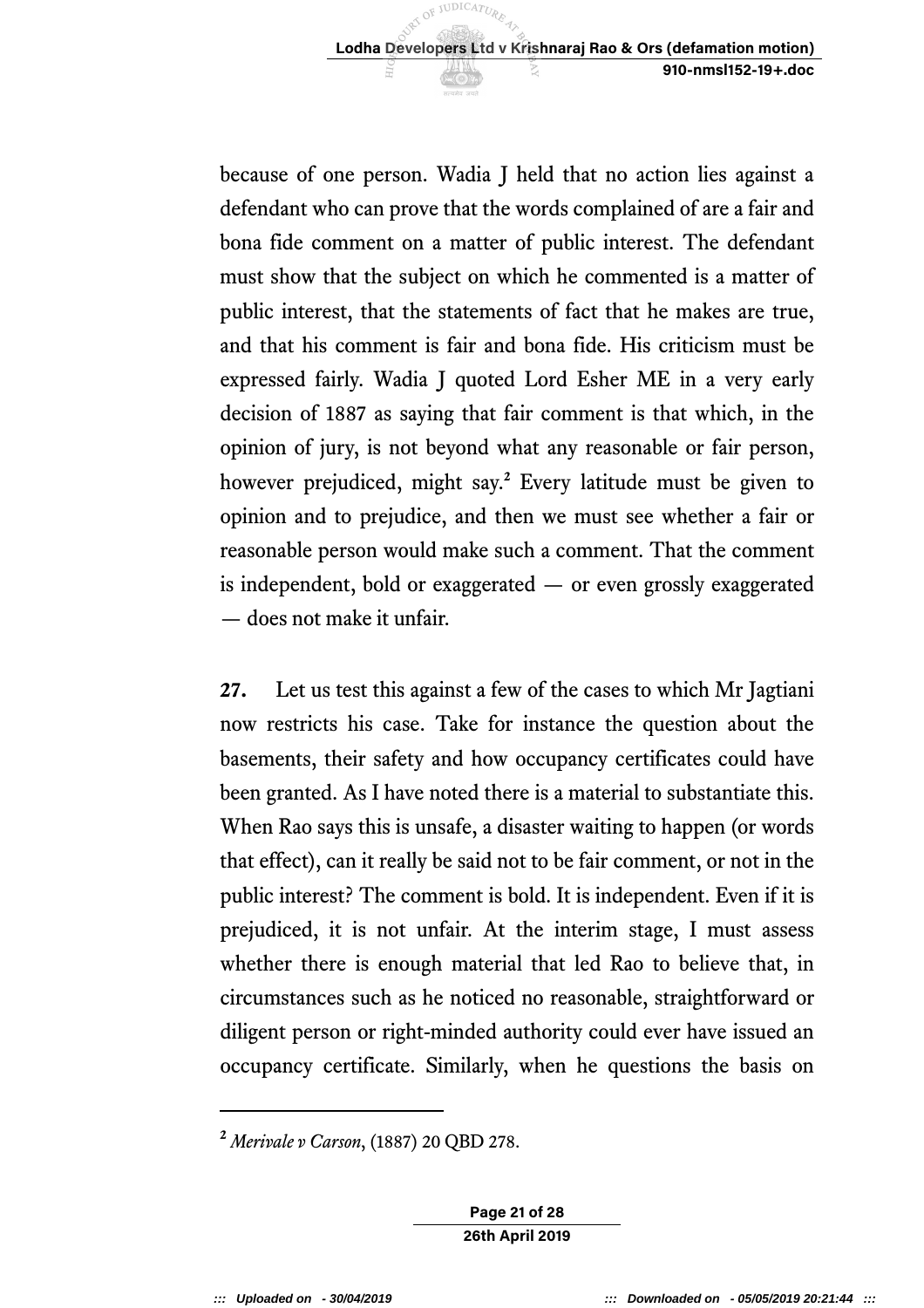because of one person. Wadia J held that no action lies against a defendant who can prove that the words complained of are a fair and bona fide comment on a matter of public interest. The defendant must show that the subject on which he commented is a matter of public interest, that the statements of fact that he makes are true, and that his comment is fair and bona fide. His criticism must be expressed fairly. Wadia J quoted Lord Esher ME in a very early decision of 1887 as saying that fair comment is that which, in the opinion of jury, is not beyond what any reasonable or fair person, however prejudiced, might say.[2] Every latitude must be given to opinion and to prejudice, and then we must see whether a fair or reasonable person would make such a comment. That the comment is independent, bold or exaggerated — or even grossly exaggerated — does not make it unfair.

**27.** Let us test this against a few of the cases to which Mr Jagtiani now restricts his case. Take for instance the question about the basements, their safety and how occupancy certificates could have been granted. As I have noted there is a material to substantiate this. When Rao says this is unsafe, a disaster waiting to happen (or words that effect), can it really be said not to be fair comment, or not in the public interest? The comment is bold. It is independent. Even if it is prejudiced, it is not unfair. At the interim stage, I must assess whether there is enough material that led Rao to believe that, in circumstances such as he noticed no reasonable, straightforward or diligent person or right-minded authority could ever have issued an occupancy certificate. Similarly, when he questions the basis on

---

[2] *Merivale v Carson*, (1887) 20 QBD 278.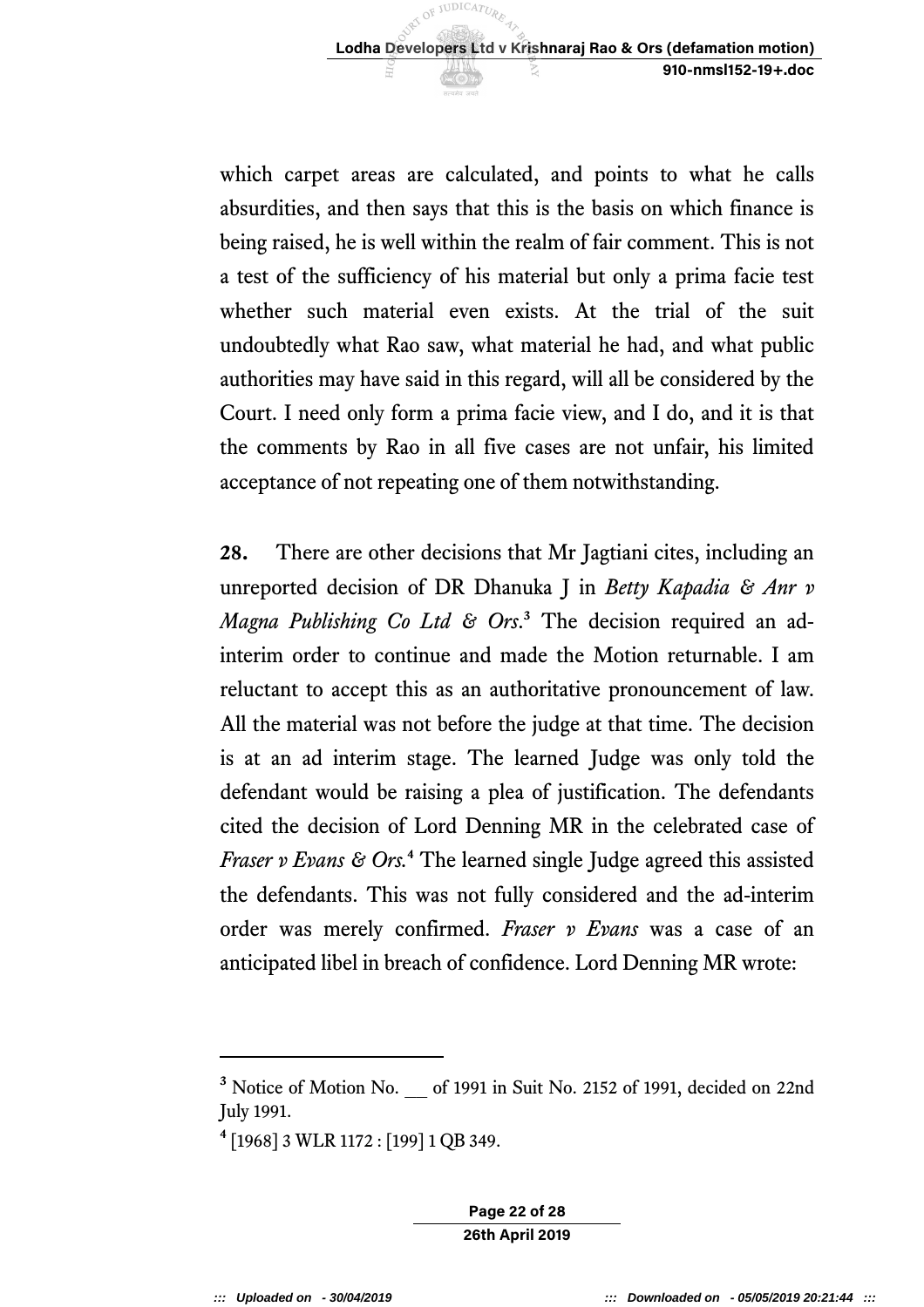which carpet areas are calculated, and points to what he calls absurdities, and then says that this is the basis on which finance is being raised, he is well within the realm of fair comment. This is not a test of the sufficiency of his material but only a prima facie test whether such material even exists. At the trial of the suit undoubtedly what Rao saw, what material he had, and what public authorities may have said in this regard, will all be considered by the Court. I need only form a prima facie view, and I do, and it is that the comments by Rao in all five cases are not unfair, his limited acceptance of not repeating one of them notwithstanding.

**28.** There are other decisions that Mr Jagtiani cites, including an unreported decision of DR Dhanuka J in *Betty Kapadia & Anr v Magna Publishing Co Ltd & Ors*.[3] The decision required an ad-interim order to continue and made the Motion returnable. I am reluctant to accept this as an authoritative pronouncement of law. All the material was not before the judge at that time. The decision is at an ad interim stage. The learned Judge was only told the defendant would be raising a plea of justification. The defendants cited the decision of Lord Denning MR in the celebrated case of *Fraser v Evans & Ors*.[4] The learned single Judge agreed this assisted the defendants. This was not fully considered and the ad-interim order was merely confirmed. *Fraser v Evans* was a case of an anticipated libel in breach of confidence. Lord Denning MR wrote:

---

[3] Notice of Motion No. __ of 1991 in Suit No. 2152 of 1991, decided on 22nd July 1991.

[4] [1968] 3 WLR 1172 : [199] 1 QB 349.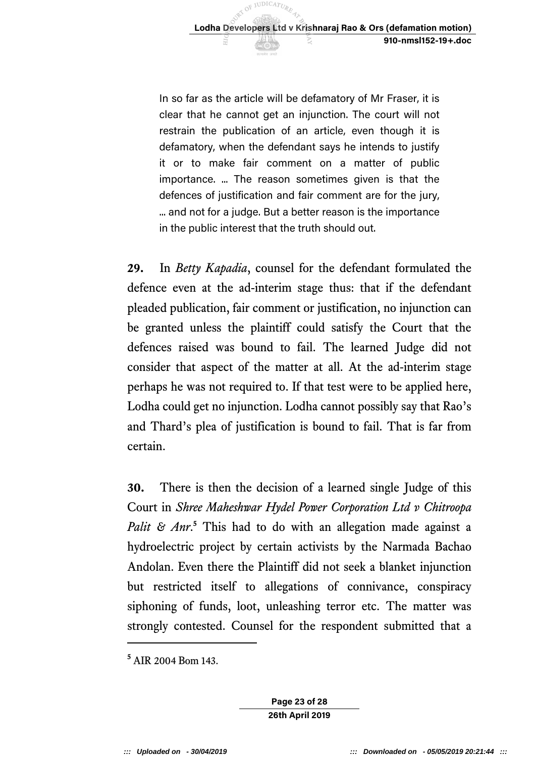> In so far as the article will be defamatory of Mr Fraser, it is clear that he cannot get an injunction. The court will not restrain the publication of an article, even though it is defamatory, when the defendant says he intends to justify it or to make fair comment on a matter of public importance. ... The reason sometimes given is that the defences of justification and fair comment are for the jury, ... and not for a judge. But a better reason is the importance in the public interest that the truth should out.

**29.** In *Betty Kapadia*, counsel for the defendant formulated the defence even at the ad-interim stage thus: that if the defendant pleaded publication, fair comment or justification, no injunction can be granted unless the plaintiff could satisfy the Court that the defences raised was bound to fail. The learned Judge did not consider that aspect of the matter at all. At the ad-interim stage perhaps he was not required to. If that test were to be applied here, Lodha could get no injunction. Lodha cannot possibly say that Rao's and Thard's plea of justification is bound to fail. That is far from certain.

**30.** There is then the decision of a learned single Judge of this Court in *Shree Maheshwar Hydel Power Corporation Ltd v Chitroopa Palit & Anr*.[5] This had to do with an allegation made against a hydroelectric project by certain activists by the Narmada Bachao Andolan. Even there the Plaintiff did not seek a blanket injunction but restricted itself to allegations of connivance, conspiracy siphoning of funds, loot, unleashing terror etc. The matter was strongly contested. Counsel for the respondent submitted that a

---

[5] AIR 2004 Bom 143.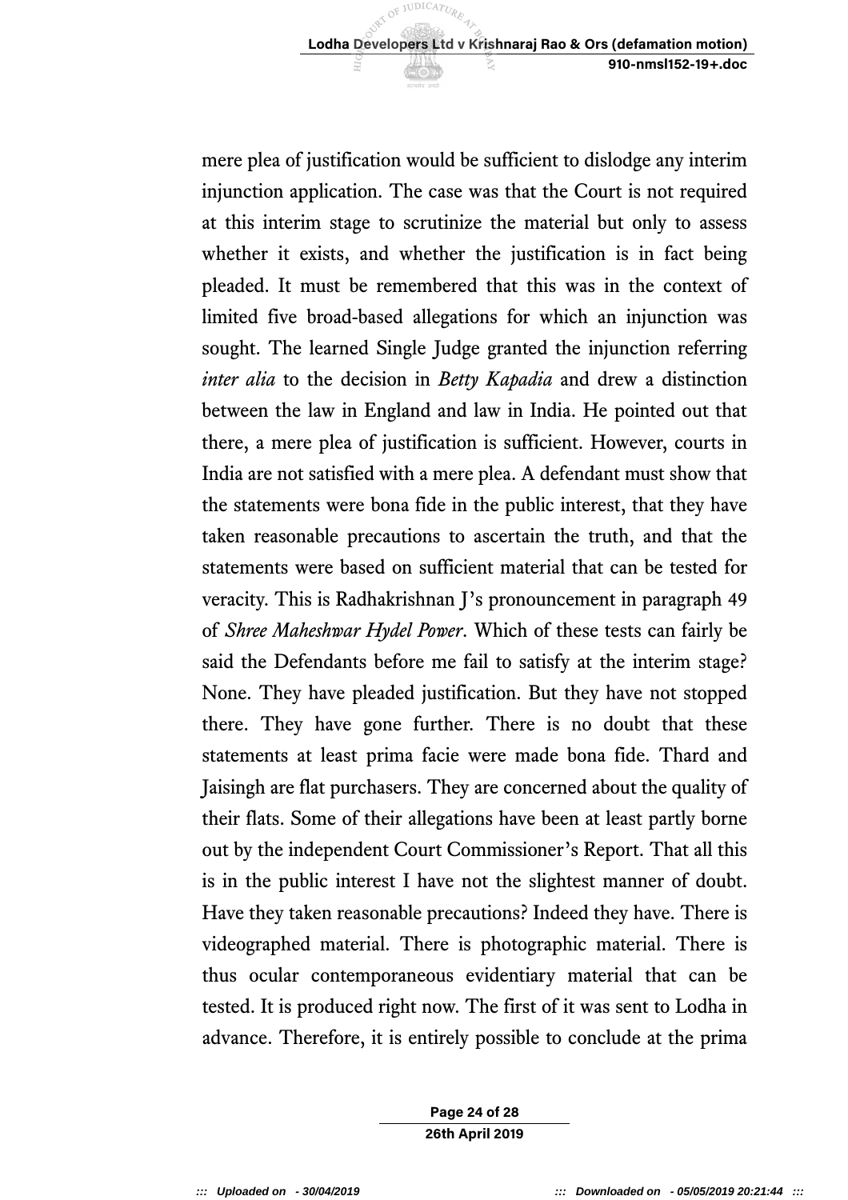mere plea of justification would be sufficient to dislodge any interim injunction application. The case was that the Court is not required at this interim stage to scrutinize the material but only to assess whether it exists, and whether the justification is in fact being pleaded. It must be remembered that this was in the context of limited five broad-based allegations for which an injunction was sought. The learned Single Judge granted the injunction referring *inter alia* to the decision in *Betty Kapadia* and drew a distinction between the law in England and law in India. He pointed out that there, a mere plea of justification is sufficient. However, courts in India are not satisfied with a mere plea. A defendant must show that the statements were bona fide in the public interest, that they have taken reasonable precautions to ascertain the truth, and that the statements were based on sufficient material that can be tested for veracity. This is Radhakrishnan J's pronouncement in paragraph 49 of *Shree Maheshwar Hydel Power*. Which of these tests can fairly be said the Defendants before me fail to satisfy at the interim stage? None. They have pleaded justification. But they have not stopped there. They have gone further. There is no doubt that these statements at least prima facie were made bona fide. Thard and Jaisingh are flat purchasers. They are concerned about the quality of their flats. Some of their allegations have been at least partly borne out by the independent Court Commissioner's Report. That all this is in the public interest I have not the slightest manner of doubt. Have they taken reasonable precautions? Indeed they have. There is videographed material. There is photographic material. There is thus ocular contemporaneous evidentiary material that can be tested. It is produced right now. The first of it was sent to Lodha in advance. Therefore, it is entirely possible to conclude at the prima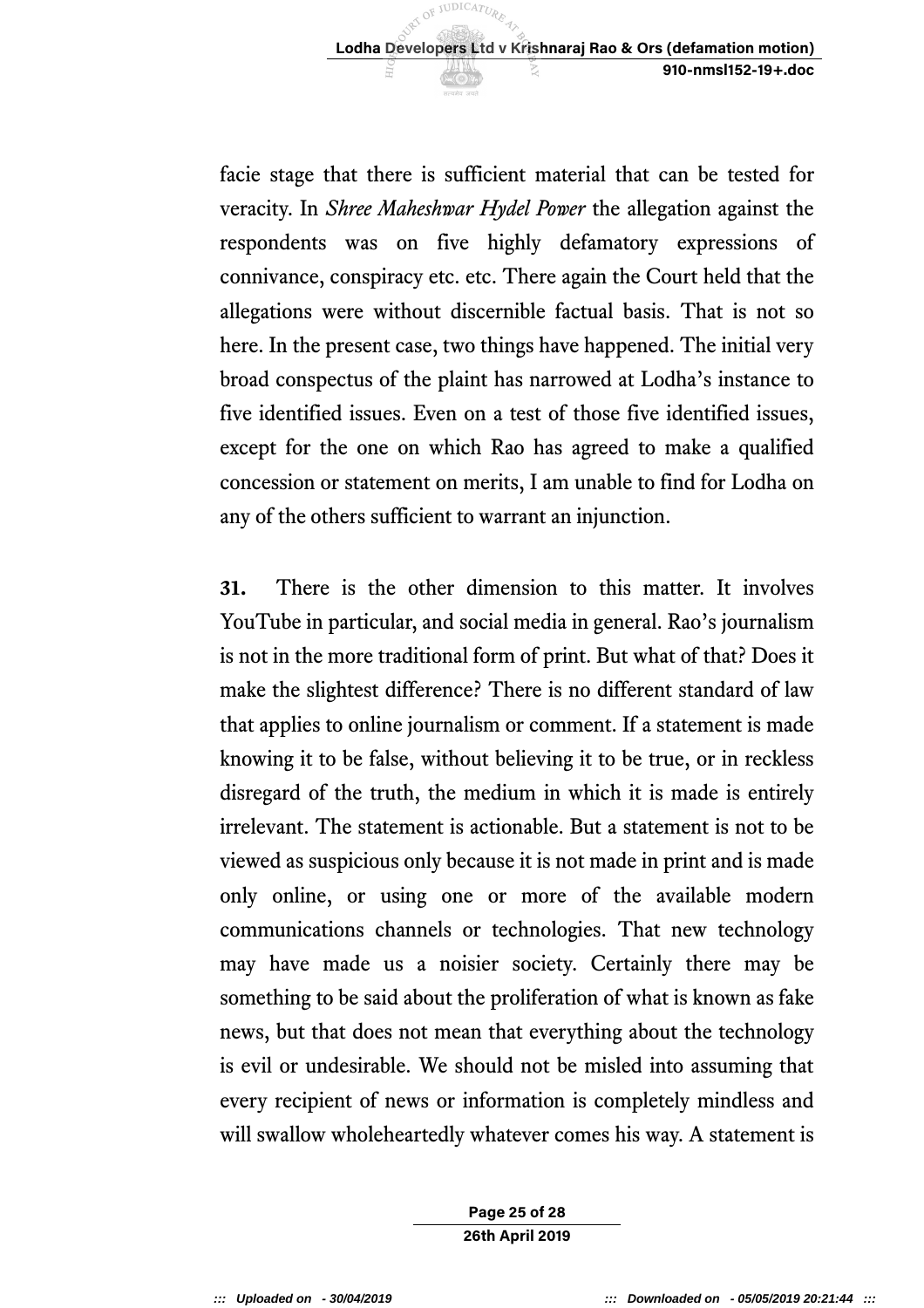facie stage that there is sufficient material that can be tested for veracity. In *Shree Maheshwar Hydel Power* the allegation against the respondents was on five highly defamatory expressions of connivance, conspiracy etc. etc. There again the Court held that the allegations were without discernible factual basis. That is not so here. In the present case, two things have happened. The initial very broad conspectus of the plaint has narrowed at Lodha's instance to five identified issues. Even on a test of those five identified issues, except for the one on which Rao has agreed to make a qualified concession or statement on merits, I am unable to find for Lodha on any of the others sufficient to warrant an injunction.

**31.** There is the other dimension to this matter. It involves YouTube in particular, and social media in general. Rao's journalism is not in the more traditional form of print. But what of that? Does it make the slightest difference? There is no different standard of law that applies to online journalism or comment. If a statement is made knowing it to be false, without believing it to be true, or in reckless disregard of the truth, the medium in which it is made is entirely irrelevant. The statement is actionable. But a statement is not to be viewed as suspicious only because it is not made in print and is made only online, or using one or more of the available modern communications channels or technologies. That new technology may have made us a noisier society. Certainly there may be something to be said about the proliferation of what is known as fake news, but that does not mean that everything about the technology is evil or undesirable. We should not be misled into assuming that every recipient of news or information is completely mindless and will swallow wholeheartedly whatever comes his way. A statement is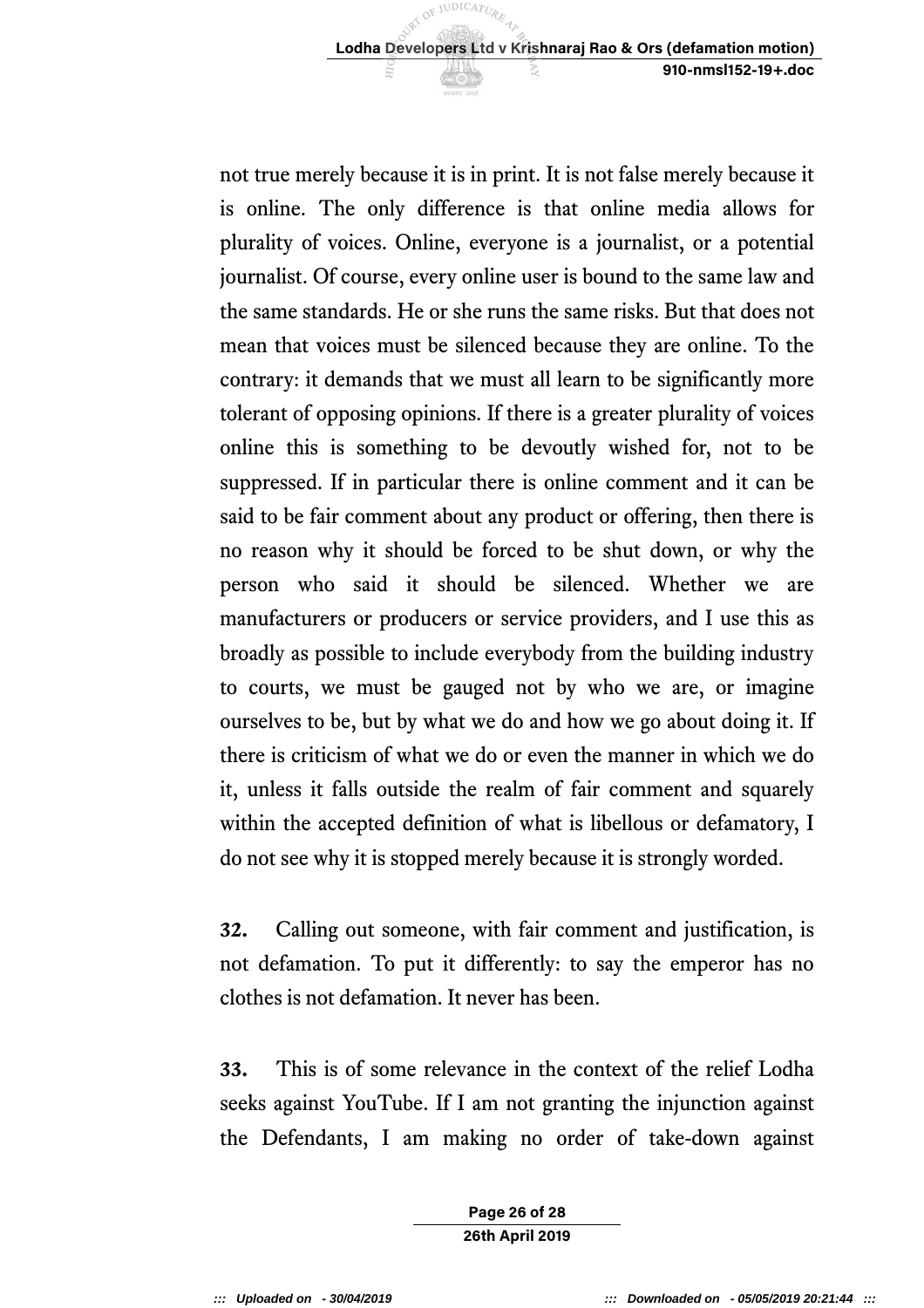not true merely because it is in print. It is not false merely because it is online. The only difference is that online media allows for plurality of voices. Online, everyone is a journalist, or a potential journalist. Of course, every online user is bound to the same law and the same standards. He or she runs the same risks. But that does not mean that voices must be silenced because they are online. To the contrary: it demands that we must all learn to be significantly more tolerant of opposing opinions. If there is a greater plurality of voices online this is something to be devoutly wished for, not to be suppressed. If in particular there is online comment and it can be said to be fair comment about any product or offering, then there is no reason why it should be forced to be shut down, or why the person who said it should be silenced. Whether we are manufacturers or producers or service providers, and I use this as broadly as possible to include everybody from the building industry to courts, we must be gauged not by who we are, or imagine ourselves to be, but by what we do and how we go about doing it. If there is criticism of what we do or even the manner in which we do it, unless it falls outside the realm of fair comment and squarely within the accepted definition of what is libellous or defamatory, I do not see why it is stopped merely because it is strongly worded.

**32.** Calling out someone, with fair comment and justification, is not defamation. To put it differently: to say the emperor has no clothes is not defamation. It never has been.

**33.** This is of some relevance in the context of the relief Lodha seeks against YouTube. If I am not granting the injunction against the Defendants, I am making no order of take-down against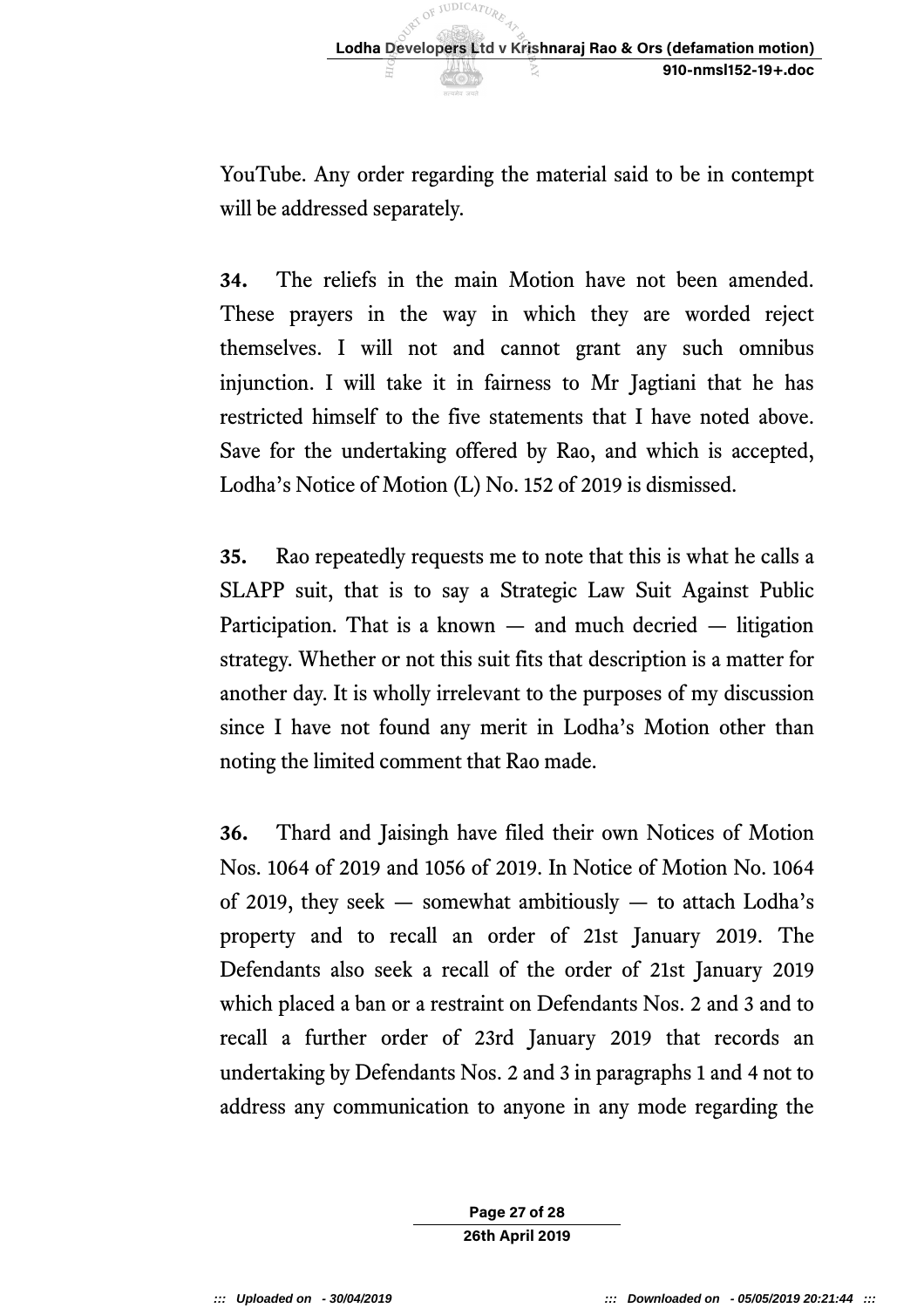YouTube. Any order regarding the material said to be in contempt will be addressed separately.

**34.** The reliefs in the main Motion have not been amended. These prayers in the way in which they are worded reject themselves. I will not and cannot grant any such omnibus injunction. I will take it in fairness to Mr Jagtiani that he has restricted himself to the five statements that I have noted above. Save for the undertaking offered by Rao, and which is accepted, Lodha's Notice of Motion (L) No. 152 of 2019 is dismissed.

**35.** Rao repeatedly requests me to note that this is what he calls a SLAPP suit, that is to say a Strategic Law Suit Against Public Participation. That is a known — and much decried — litigation strategy. Whether or not this suit fits that description is a matter for another day. It is wholly irrelevant to the purposes of my discussion since I have not found any merit in Lodha's Motion other than noting the limited comment that Rao made.

**36.** Thard and Jaisingh have filed their own Notices of Motion Nos. 1064 of 2019 and 1056 of 2019. In Notice of Motion No. 1064 of 2019, they seek — somewhat ambitiously — to attach Lodha's property and to recall an order of 21st January 2019. The Defendants also seek a recall of the order of 21st January 2019 which placed a ban or a restraint on Defendants Nos. 2 and 3 and to recall a further order of 23rd January 2019 that records an undertaking by Defendants Nos. 2 and 3 in paragraphs 1 and 4 not to address any communication to anyone in any mode regarding the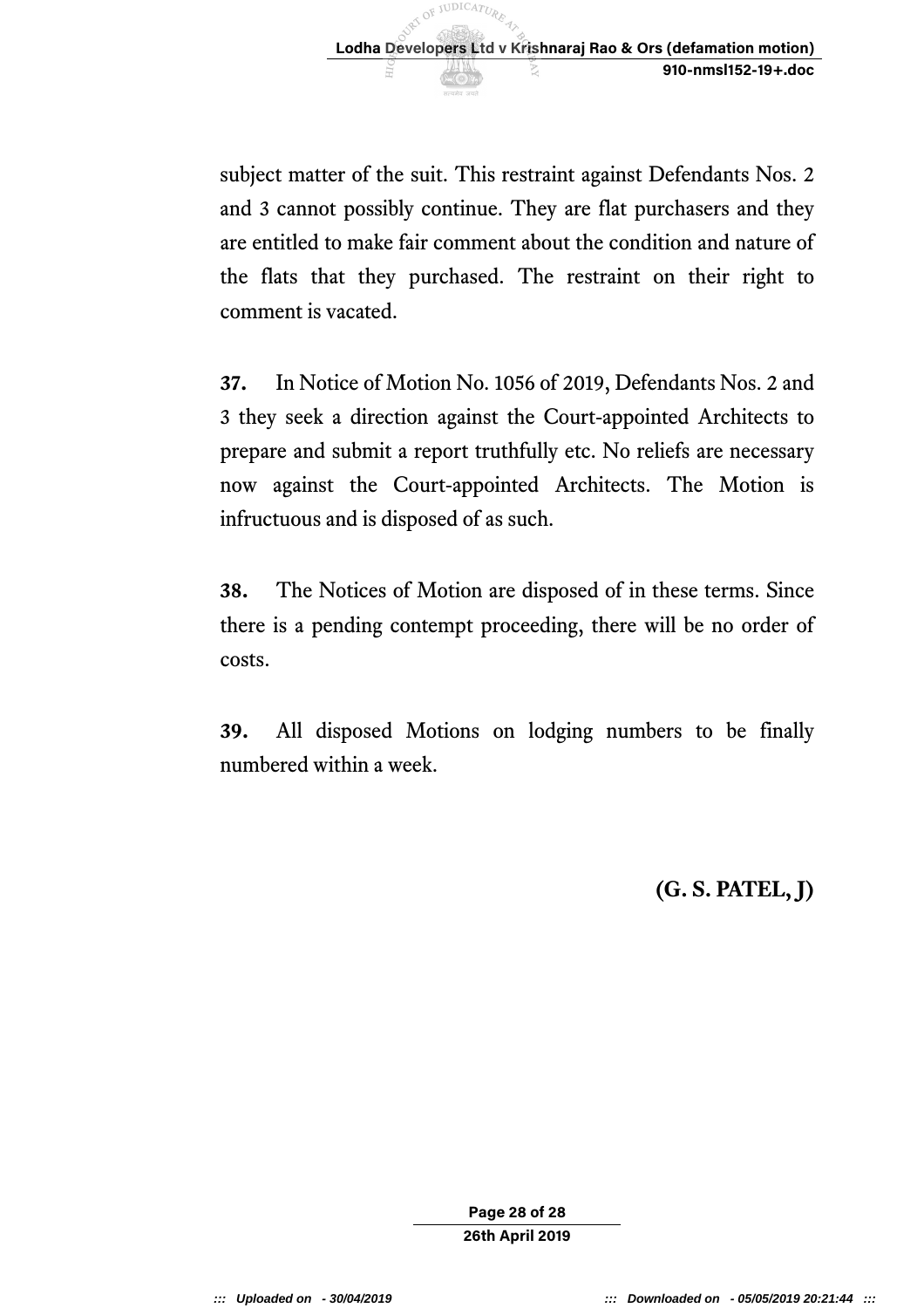subject matter of the suit. This restraint against Defendants Nos. 2 and 3 cannot possibly continue. They are flat purchasers and they are entitled to make fair comment about the condition and nature of the flats that they purchased. The restraint on their right to comment is vacated.

**37.** In Notice of Motion No. 1056 of 2019, Defendants Nos. 2 and 3 they seek a direction against the Court-appointed Architects to prepare and submit a report truthfully etc. No reliefs are necessary now against the Court-appointed Architects. The Motion is infructuous and is disposed of as such.

**38.** The Notices of Motion are disposed of in these terms. Since there is a pending contempt proceeding, there will be no order of costs.

**39.** All disposed Motions on lodging numbers to be finally numbered within a week.

**(G. S. PATEL, J)**